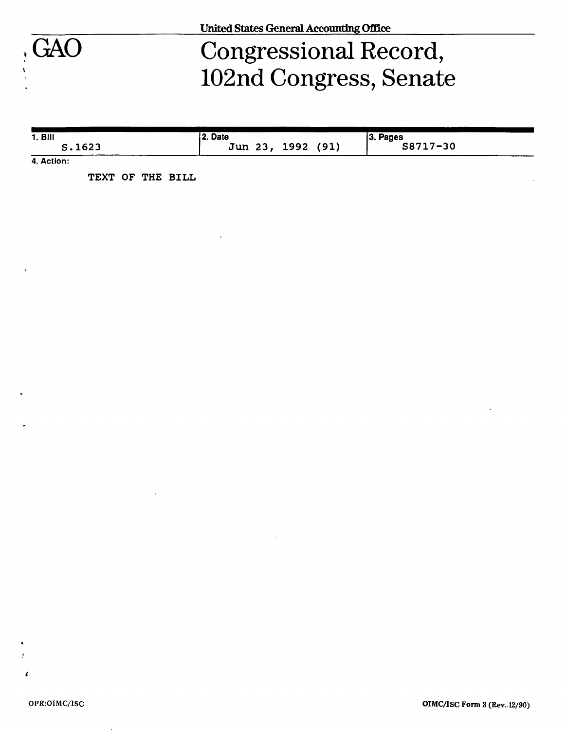United States General Accounting Office

# GAO

# Congressional Record, 102nd Congress, Senate

| 1. Bill | 2. Date | 3. Pages |
| --- | --- | --- |
| S.1623 | Jun 23, 1992 (91) | S8717-30 |

4. Action:

TEXT OF THE BILL

OPR:OIMC/ISC

OIMC/ISC Form 3 (Rev. 12/90)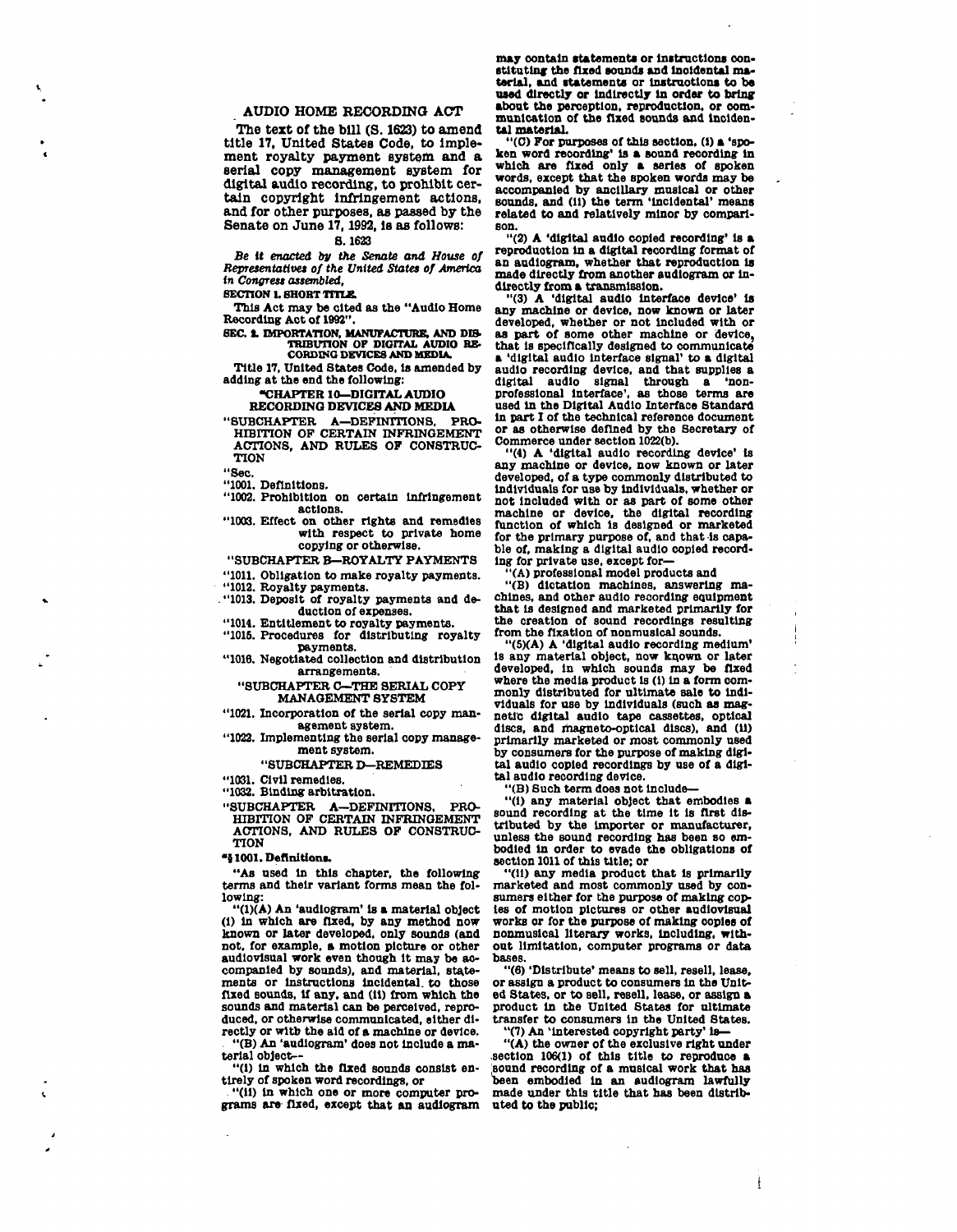## AUDIO HOME RECORDING ACT

The text of the bill (S. 1623) to amend title 17, United States Code, to implement royalty payment system and a serial copy management system for digital audio recording, to prohibit certain copyright infringement actions, and for other purposes, as passed by the Senate on June 17, 1992, is as follows:

S. 1623

*Be it enacted by the Senate and House of Representatives of the United States of America in Congress assembled,*

**SECTION 1. SHORT TITLE.**

This Act may be cited as the "Audio Home Recording Act of 1992".

**SEC. 2. IMPORTATION, MANUFACTURE, AND DISTRIBUTION OF DIGITAL AUDIO RECORDING DEVICES AND MEDIA.**

Title 17, United States Code, is amended by adding at the end the following:

"CHAPTER 10—DIGITAL AUDIO RECORDING DEVICES AND MEDIA

"SUBCHAPTER A—DEFINITIONS, PROHIBITION OF CERTAIN INFRINGEMENT ACTIONS, AND RULES OF CONSTRUCTION

"Sec.

"1001. Definitions.

"1002. Prohibition on certain infringement actions.

"1003. Effect on other rights and remedies with respect to private home copying or otherwise.

"SUBCHAPTER B—ROYALTY PAYMENTS

"1011. Obligation to make royalty payments.

"1012. Royalty payments.

"1013. Deposit of royalty payments and deduction of expenses.

"1014. Entitlement to royalty payments.

"1015. Procedures for distributing royalty payments.

"1016. Negotiated collection and distribution arrangements.

"SUBCHAPTER C—THE SERIAL COPY MANAGEMENT SYSTEM

"1021. Incorporation of the serial copy management system.

"1022. Implementing the serial copy management system.

"SUBCHAPTER D—REMEDIES

"1031. Civil remedies.

"1032. Binding arbitration.

"SUBCHAPTER A—DEFINITIONS, PROHIBITION OF CERTAIN INFRINGEMENT ACTIONS, AND RULES OF CONSTRUCTION

**"§ 1001. Definitions.**

"As used in this chapter, the following terms and their variant forms mean the following:

"(1)(A) An 'audiogram' is a material object (i) in which are fixed, by any method now known or later developed, only sounds (and not, for example, a motion picture or other audiovisual work even though it may be accompanied by sounds), and material, statements or instructions incidental to those fixed sounds, if any, and (ii) from which the sounds and material can be perceived, reproduced, or otherwise communicated, either directly or with the aid of a machine or device.

"(B) An 'audiogram' does not include a material object—

"(i) in which the fixed sounds consist entirely of spoken word recordings, or

"(ii) in which one or more computer programs are fixed, except that an audiogram may contain statements or instructions constituting the fixed sounds and incidental material, and statements or instructions to be used directly or indirectly in order to bring about the perception, reproduction, or communication of the fixed sounds and incidental material.

"(C) For purposes of this section, (i) a 'spoken word recording' is a sound recording in which are fixed only a series of spoken words, except that the spoken words may be accompanied by ancillary musical or other sounds, and (ii) the term 'incidental' means related to and relatively minor by comparison.

"(2) A 'digital audio copied recording' is a reproduction in a digital recording format of an audiogram, whether that reproduction is made directly from another audiogram or indirectly from a transmission.

"(3) A 'digital audio interface device' is any machine or device, now known or later developed, whether or not included with or as part of some other machine or device, that is specifically designed to communicate a 'digital audio interface signal' to a digital audio recording device, and that supplies a digital audio signal through a 'nonprofessional interface', as those terms are used in the Digital Audio Interface Standard in part I of the technical reference document or as otherwise defined by the Secretary of Commerce under section 1022(b).

"(4) A 'digital audio recording device' is any machine or device, now known or later developed, of a type commonly distributed to individuals for use by individuals, whether or not included with or as part of some other machine or device, the digital recording function of which is designed or marketed for the primary purpose of, and that is capable of, making a digital audio copied recording for private use, except for—

"(A) professional model products and

"(B) dictation machines, answering machines, and other audio recording equipment that is designed and marketed primarily for the creation of sound recordings resulting from the fixation of nonmusical sounds.

"(5)(A) A 'digital audio recording medium' is any material object, now known or later developed, in which sounds may be fixed where the media product is (i) in a form commonly distributed for ultimate sale to individuals for use by individuals (such as magnetic digital audio tape cassettes, optical discs, and magneto-optical discs), and (ii) primarily marketed or most commonly used by consumers for the purpose of making digital audio copied recordings by use of a digital audio recording device.

"(B) Such term does not include—

"(i) any material object that embodies a sound recording at the time it is first distributed by the importer or manufacturer, unless the sound recording has been so embodied in order to evade the obligations of section 1011 of this title; or

"(ii) any media product that is primarily marketed and most commonly used by consumers either for the purpose of making copies of motion pictures or other audiovisual works or for the purpose of making copies of nonmusical literary works, including, without limitation, computer programs or data bases.

"(6) 'Distribute' means to sell, resell, lease, or assign a product to consumers in the United States, or to sell, resell, lease, or assign a product in the United States for ultimate transfer to consumers in the United States.

"(7) An 'interested copyright party' is—

"(A) the owner of the exclusive right under section 106(1) of this title to reproduce a sound recording of a musical work that has been embodied in an audiogram lawfully made under this title that has been distributed to the public;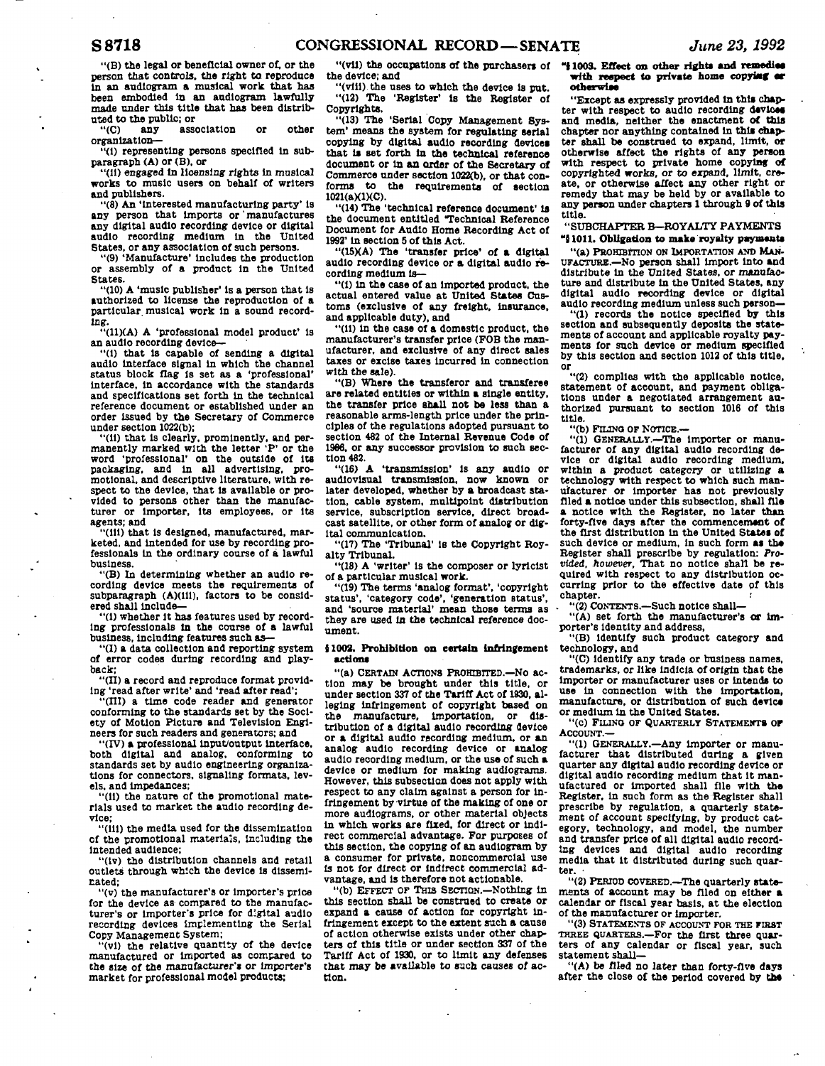"(B) the legal or beneficial owner of, or the person that controls, the right to reproduce in an audiogram a musical work that has been embodied in an audiogram lawfully made under this title that has been distributed to the public; or

"(C) any association or other organization—

"(i) representing persons specified in subparagraph (A) or (B), or

"(ii) engaged in licensing rights in musical works to music users on behalf of writers and publishers.

"(8) An 'interested manufacturing party' is any person that imports or manufactures any digital audio recording device or digital audio recording medium in the United States, or any association of such persons.

"(9) 'Manufacture' includes the production or assembly of a product in the United States.

"(10) A 'music publisher' is a person that is authorized to license the reproduction of a particular musical work in a sound recording.

"(11)(A) A 'professional model product' is an audio recording device—

"(i) that is capable of sending a digital audio interface signal in which the channel status block flag is set as a 'professional' interface, in accordance with the standards and specifications set forth in the technical reference document or established under an order issued by the Secretary of Commerce under section 1022(b);

"(ii) that is clearly, prominently, and permanently marked with the letter 'P' or the word 'professional' on the outside of its packaging, and in all advertising, promotional, and descriptive literature, with respect to the device, that is available or provided to persons other than the manufacturer or importer, its employees, or its agents; and

"(iii) that is designed, manufactured, marketed, and intended for use by recording professionals in the ordinary course of a lawful business.

"(B) In determining whether an audio recording device meets the requirements of subparagraph (A)(iii), factors to be considered shall include—

"(i) whether it has features used by recording professionals in the course of a lawful business, including features such as—

"(I) a data collection and reporting system of error codes during recording and playback;

"(II) a record and reproduce format providing 'read after write' and 'read after read';

"(III) a time code reader and generator conforming to the standards set by the Society of Motion Picture and Television Engineers for such readers and generators; and

"(IV) a professional input/output interface, both digital and analog, conforming to standards set by audio engineering organizations for connectors, signaling formats, levels, and impedances;

"(ii) the nature of the promotional materials used to market the audio recording device;

"(iii) the media used for the dissemination of the promotional materials, including the intended audience;

"(iv) the distribution channels and retail outlets through which the device is disseminated;

"(v) the manufacturer's or importer's price for the device as compared to the manufacturer's or importer's price for digital audio recording devices implementing the Serial Copy Management System;

"(vi) the relative quantity of the device manufactured or imported as compared to the size of the manufacturer's or importer's market for professional model products;

"(vii) the occupations of the purchasers of the device; and

"(viii) the uses to which the device is put.

"(12) The 'Register' is the Register of Copyrights.

"(13) The 'Serial Copy Management System' means the system for regulating serial copying by digital audio recording devices that is set forth in the technical reference document or in an order of the Secretary of Commerce under section 1022(b), or that conforms to the requirements of section 1021(a)(1)(C).

"(14) The 'technical reference document' is the document entitled 'Technical Reference Document for Audio Home Recording Act of 1992' in section 5 of this Act.

"(15)(A) The 'transfer price' of a digital audio recording device or a digital audio recording medium is—

"(i) in the case of an imported product, the actual entered value at United States Customs (exclusive of any freight, insurance, and applicable duty), and

"(ii) in the case of a domestic product, the manufacturer's transfer price (FOB the manufacturer, and exclusive of any direct sales taxes or excise taxes incurred in connection with the sale).

"(B) Where the transferor and transferee are related entities or within a single entity, the transfer price shall not be less than a reasonable arms-length price under the principles of the regulations adopted pursuant to section 482 of the Internal Revenue Code of 1986, or any successor provision to such section 482.

"(16) A 'transmission' is any audio or audiovisual transmission, now known or later developed, whether by a broadcast station, cable system, multipoint distribution service, subscription service, direct broadcast satellite, or other form of analog or digital communication.

"(17) The 'Tribunal' is the Copyright Royalty Tribunal.

"(18) A 'writer' is the composer or lyricist of a particular musical work.

"(19) The terms 'analog format', 'copyright status', 'category code', 'generation status', and 'source material' mean those terms as they are used in the technical reference document.

**§ 1002. Prohibition on certain infringement actions**

"(a) CERTAIN ACTIONS PROHIBITED.—No action may be brought under this title, or under section 337 of the Tariff Act of 1930, alleging infringement of copyright based on the manufacture, importation, or distribution of a digital audio recording device or a digital audio recording medium, or an analog audio recording device or analog audio recording medium, or the use of such a device or medium for making audiograms. However, this subsection does not apply with respect to any claim against a person for infringement by virtue of the making of one or more audiograms, or other material objects in which works are fixed, for direct or indirect commercial advantage. For purposes of this section, the copying of an audiogram by a consumer for private, noncommercial use is not for direct or indirect commercial advantage, and is therefore not actionable.

"(b) EFFECT OF THIS SECTION.—Nothing in this section shall be construed to create or expand a cause of action for copyright infringement except to the extent such a cause of action otherwise exists under other chapters of this title or under section 337 of the Tariff Act of 1930, or to limit any defenses that may be available to such causes of action.

**"§ 1003. Effect on other rights and remedies with respect to private home copying or otherwise**

"Except as expressly provided in this chapter with respect to audio recording devices and media, neither the enactment of this chapter nor anything contained in this chapter shall be construed to expand, limit, or otherwise affect the rights of any person with respect to private home copying of copyrighted works, or to expand, limit, create, or otherwise affect any other right or remedy that may be held by or available to any person under chapters 1 through 9 of this title.

"SUBCHAPTER B—ROYALTY PAYMENTS

**"§ 1011. Obligation to make royalty payments**

"(a) PROHIBITION ON IMPORTATION AND MANUFACTURE.—No person shall import into and distribute in the United States, or manufacture and distribute in the United States, any digital audio recording device or digital audio recording medium unless such person—

"(1) records the notice specified by this section and subsequently deposits the statements of account and applicable royalty payments for such device or medium specified by this section and section 1012 of this title, or

"(2) complies with the applicable notice, statement of account, and payment obligations under a negotiated arrangement authorized pursuant to section 1016 of this title.

"(b) FILING OF NOTICE.—

"(1) GENERALLY.—The importer or manufacturer of any digital audio recording device or digital audio recording medium, within a product category or utilizing a technology with respect to which such manufacturer or importer has not previously filed a notice under this subsection, shall file a notice with the Register, no later than forty-five days after the commencement of the first distribution in the United States of such device or medium, in such form as the Register shall prescribe by regulation: *Provided, however*, That no notice shall be required with respect to any distribution occurring prior to the effective date of this chapter.

"(2) CONTENTS.—Such notice shall—

"(A) set forth the manufacturer's or importer's identity and address,

"(B) identify such product category and technology, and

"(C) identify any trade or business names, trademarks, or like indicia of origin that the importer or manufacturer uses or intends to use in connection with the importation, manufacture, or distribution of such device or medium in the United States.

"(c) FILING OF QUARTERLY STATEMENTS OF ACCOUNT.—

"(1) GENERALLY.—Any importer or manufacturer that distributed during a given quarter any digital audio recording device or digital audio recording medium that it manufactured or imported shall file with the Register, in such form as the Register shall prescribe by regulation, a quarterly statement of account specifying, by product category, technology, and model, the number and transfer price of all digital audio recording devices and digital audio recording media that it distributed during such quarter.

"(2) PERIOD COVERED.—The quarterly statements of account may be filed on either a calendar or fiscal year basis, at the election of the manufacturer or importer.

"(3) STATEMENTS OF ACCOUNT FOR THE FIRST THREE QUARTERS.—For the first three quarters of any calendar or fiscal year, such statement shall—

"(A) be filed no later than forty-five days after the close of the period covered by the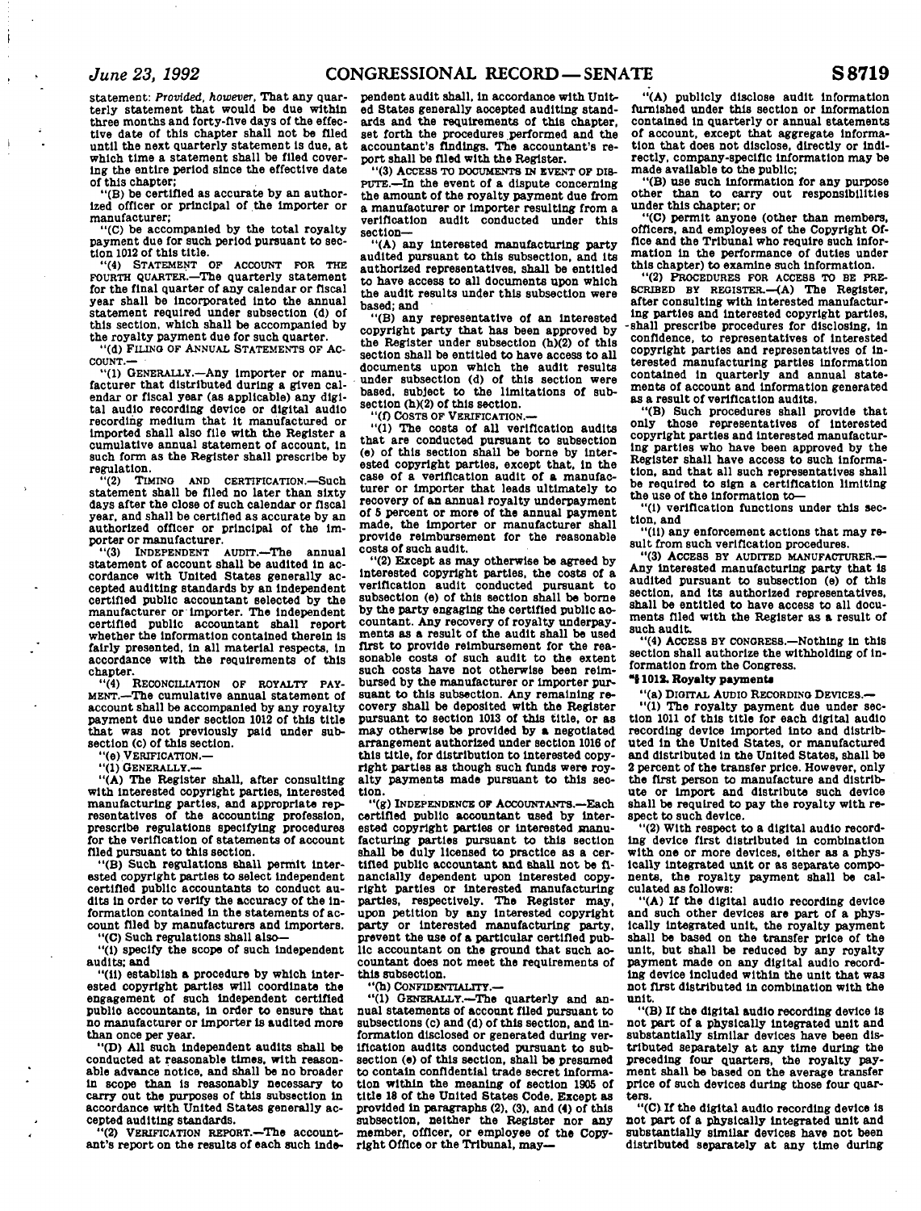statement: *Provided, however*, That any quarterly statement that would be due within three months and forty-five days of the effective date of this chapter shall not be filed until the next quarterly statement is due, at which time a statement shall be filed covering the entire period since the effective date of this chapter;

"(B) be certified as accurate by an authorized officer or principal of the importer or manufacturer;

"(C) be accompanied by the total royalty payment due for such period pursuant to section 1012 of this title.

"(4) STATEMENT OF ACCOUNT FOR THE FOURTH QUARTER.—The quarterly statement for the final quarter of any calendar or fiscal year shall be incorporated into the annual statement required under subsection (d) of this section, which shall be accompanied by the royalty payment due for such quarter.

"(d) FILING OF ANNUAL STATEMENTS OF ACCOUNT.—

"(1) GENERALLY.—Any importer or manufacturer that distributed during a given calendar or fiscal year (as applicable) any digital audio recording device or digital audio recording medium that it manufactured or imported shall also file with the Register a cumulative annual statement of account, in such form as the Register shall prescribe by regulation.

"(2) TIMING AND CERTIFICATION.—Such statement shall be filed no later than sixty days after the close of such calendar or fiscal year, and shall be certified as accurate by an authorized officer or principal of the importer or manufacturer.

"(3) INDEPENDENT AUDIT.—The annual statement of account shall be audited in accordance with United States generally accepted auditing standards by an independent certified public accountant selected by the manufacturer or importer. The independent certified public accountant shall report whether the information contained therein is fairly presented, in all material respects, in accordance with the requirements of this chapter.

"(4) RECONCILIATION OF ROYALTY PAYMENT.—The cumulative annual statement of account shall be accompanied by any royalty payment due under section 1012 of this title that was not previously paid under subsection (c) of this section.

"(e) VERIFICATION.—

"(1) GENERALLY.—

"(A) The Register shall, after consulting with interested copyright parties, interested manufacturing parties, and appropriate representatives of the accounting profession, prescribe regulations specifying procedures for the verification of statements of account filed pursuant to this section.

"(B) Such regulations shall permit interested copyright parties to select independent certified public accountants to conduct audits in order to verify the accuracy of the information contained in the statements of account filed by manufacturers and importers.

"(C) Such regulations shall also—

"(i) specify the scope of such independent audits; and

"(ii) establish a procedure by which interested copyright parties will coordinate the engagement of such independent certified public accountants, in order to ensure that no manufacturer or importer is audited more than once per year.

"(D) All such independent audits shall be conducted at reasonable times, with reasonable advance notice, and shall be no broader in scope than is reasonably necessary to carry out the purposes of this subsection in accordance with United States generally accepted auditing standards.

"(2) VERIFICATION REPORT.—The accountant's report on the results of each such independent audit shall, in accordance with United States generally accepted auditing standards and the requirements of this chapter, set forth the procedures performed and the accountant's findings. The accountant's report shall be filed with the Register.

"(3) ACCESS TO DOCUMENTS IN EVENT OF DISPUTE.—In the event of a dispute concerning the amount of the royalty payment due from a manufacturer or importer resulting from a verification audit conducted under this section—

"(A) any interested manufacturing party audited pursuant to this subsection, and its authorized representatives, shall be entitled to have access to all documents upon which the audit results under this subsection were based; and

"(B) any representative of an interested copyright party that has been approved by the Register under subsection (h)(2) of this section shall be entitled to have access to all documents upon which the audit results under subsection (d) of this section were based, subject to the limitations of subsection (h)(2) of this section.

"(f) COSTS OF VERIFICATION.—

"(1) The costs of all verification audits that are conducted pursuant to subsection (e) of this section shall be borne by interested copyright parties, except that, in the case of a verification audit of a manufacturer or importer that leads ultimately to recovery of an annual royalty underpayment of 5 percent or more of the annual payment made, the importer or manufacturer shall provide reimbursement for the reasonable costs of such audit.

"(2) Except as may otherwise be agreed by interested copyright parties, the costs of a verification audit conducted pursuant to subsection (e) of this section shall be borne by the party engaging the certified public accountant. Any recovery of royalty underpayments as a result of the audit shall be used first to provide reimbursement for the reasonable costs of such audit to the extent such costs have not otherwise been reimbursed by the manufacturer or importer pursuant to this subsection. Any remaining recovery shall be deposited with the Register pursuant to section 1013 of this title, or as may otherwise be provided by a negotiated arrangement authorized under section 1016 of this title, for distribution to interested copyright parties as though such funds were royalty payments made pursuant to this section.

"(g) INDEPENDENCE OF ACCOUNTANTS.—Each certified public accountant used by interested copyright parties or interested manufacturing parties pursuant to this section shall be duly licensed to practice as a certified public accountant and shall not be financially dependent upon interested copyright parties or interested manufacturing parties, respectively. The Register may, upon petition by any interested copyright party or interested manufacturing party, prevent the use of a particular certified public accountant on the ground that such accountant does not meet the requirements of this subsection.

"(h) CONFIDENTIALITY.—

"(1) GENERALLY.—The quarterly and annual statements of account filed pursuant to subsections (c) and (d) of this section, and information disclosed or generated during verification audits conducted pursuant to subsection (e) of this section, shall be presumed to contain confidential trade secret information within the meaning of section 1905 of title 18 of the United States Code. Except as provided in paragraphs (2), (3), and (4) of this subsection, neither the Register nor any member, officer, or employee of the Copyright Office or the Tribunal, may—

"(A) publicly disclose audit information furnished under this section or information contained in quarterly or annual statements of account, except that aggregate information that does not disclose, directly or indirectly, company-specific information may be made available to the public;

"(B) use such information for any purpose other than to carry out responsibilities under this chapter; or

"(C) permit anyone (other than members, officers, and employees of the Copyright Office and the Tribunal who require such information in the performance of duties under this chapter) to examine such information.

"(2) PROCEDURES FOR ACCESS TO BE PRESCRIBED BY REGISTER.—(A) The Register, after consulting with interested manufacturing parties and interested copyright parties, shall prescribe procedures for disclosing, in confidence, to representatives of interested copyright parties and representatives of interested manufacturing parties information contained in quarterly and annual statements of account and information generated as a result of verification audits.

"(B) Such procedures shall provide that only those representatives of interested copyright parties and interested manufacturing parties who have been approved by the Register shall have access to such information, and that all such representatives shall be required to sign a certification limiting the use of the information to—

"(i) verification functions under this section, and

"(ii) any enforcement actions that may result from such verification procedures.

"(3) ACCESS BY AUDITED MANUFACTURER.—Any interested manufacturing party that is audited pursuant to subsection (e) of this section, and its authorized representatives, shall be entitled to have access to all documents filed with the Register as a result of such audit.

"(4) ACCESS BY CONGRESS.—Nothing in this section shall authorize the withholding of information from the Congress.

**"§1012. Royalty payments**

"(a) DIGITAL AUDIO RECORDING DEVICES.—

"(1) The royalty payment due under section 1011 of this title for each digital audio recording device imported into and distributed in the United States, or manufactured and distributed in the United States, shall be 2 percent of the transfer price. However, only the first person to manufacture and distribute or import and distribute such device shall be required to pay the royalty with respect to such device.

"(2) With respect to a digital audio recording device first distributed in combination with one or more devices, either as a physically integrated unit or as separate components, the royalty payment shall be calculated as follows:

"(A) If the digital audio recording device and such other devices are part of a physically integrated unit, the royalty payment shall be based on the transfer price of the unit, but shall be reduced by any royalty payment made on any digital audio recording device included within the unit that was not first distributed in combination with the unit.

"(B) If the digital audio recording device is not part of a physically integrated unit and substantially similar devices have been distributed separately at any time during the preceding four quarters, the royalty payment shall be based on the average transfer price of such devices during those four quarters.

"(C) If the digital audio recording device is not part of a physically integrated unit and substantially similar devices have not been distributed separately at any time during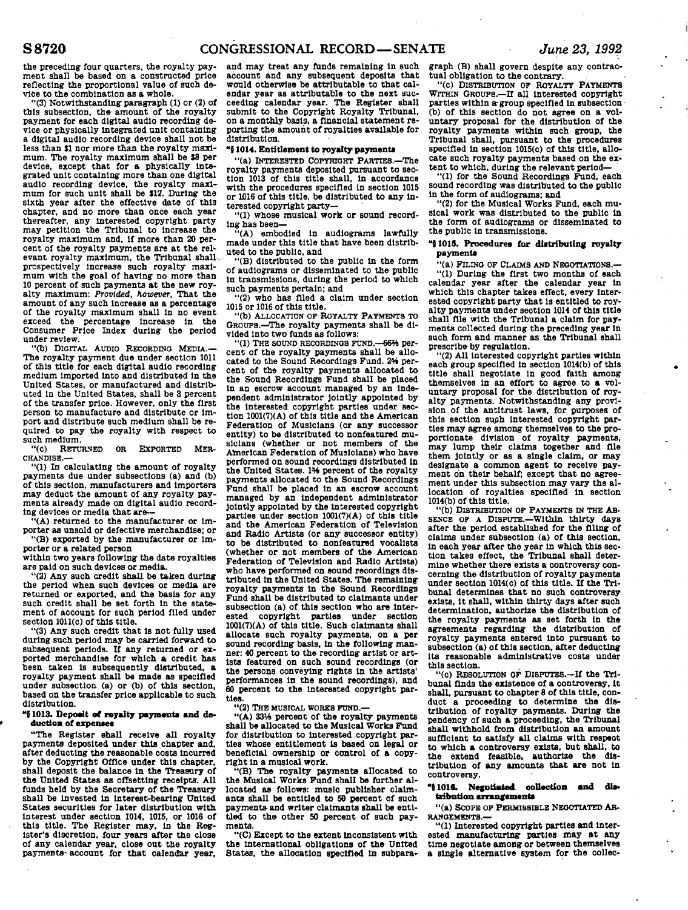the preceding four quarters, the royalty payment shall be based on a constructed price reflecting the proportional value of such device to the combination as a whole.

"(3) Notwithstanding paragraph (1) or (2) of this subsection, the amount of the royalty payment for each digital audio recording device or physically integrated unit containing a digital audio recording device shall not be less than $1 nor more than the royalty maximum. The royalty maximum shall be $8 per device, except that for a physically integrated unit containing more than one digital audio recording device, the royalty maximum for such unit shall be $12. During the sixth year after the effective date of this chapter, and no more than once each year thereafter, any interested copyright party may petition the Tribunal to increase the royalty maximum and, if more than 20 percent of the royalty payments are at the relevant royalty maximum, the Tribunal shall prospectively increase such royalty maximum with the goal of having no more than 10 percent of such payments at the new royalty maximum: *Provided, however*, That the amount of any such increase as a percentage of the royalty maximum shall in no event exceed the percentage increase in the Consumer Price Index during the period under review.

"(b) DIGITAL AUDIO RECORDING MEDIA.—The royalty payment due under section 1011 of this title for each digital audio recording medium imported into and distributed in the United States, or manufactured and distributed in the United States, shall be 3 percent of the transfer price. However, only the first person to manufacture and distribute or import and distribute such medium shall be required to pay the royalty with respect to such medium.

"(c) RETURNED OR EXPORTED MERCHANDISE.—

"(1) In calculating the amount of royalty payments due under subsections (a) and (b) of this section, manufacturers and importers may deduct the amount of any royalty payments already made on digital audio recording devices or media that are—

"(A) returned to the manufacturer or importer as unsold or defective merchandise; or

"(B) exported by the manufacturer or importer or a related person

within two years following the date royalties are paid on such devices or media.

"(2) Any such credit shall be taken during the period when such devices or media are returned or exported, and the basis for any such credit shall be set forth in the statement of account for such period filed under section 1011(c) of this title.

"(3) Any such credit that is not fully used during such period may be carried forward to subsequent periods. If any returned or exported merchandise for which a credit has been taken is subsequently distributed, a royalty payment shall be made as specified under subsection (a) or (b) of this section, based on the transfer price applicable to such distribution.

**"§ 1013. Deposit of royalty payments and deduction of expenses**

"The Register shall receive all royalty payments deposited under this chapter and, after deducting the reasonable costs incurred by the Copyright Office under this chapter, shall deposit the balance in the Treasury of the United States as offsetting receipts. All funds held by the Secretary of the Treasury shall be invested in interest-bearing United States securities for later distribution with interest under section 1014, 1015, or 1016 of this title. The Register may, in the Register's discretion, four years after the close of any calendar year, close out the royalty payments account for that calendar year, and may treat any funds remaining in such account and any subsequent deposits that would otherwise be attributable to that calendar year as attributable to the next succeeding calendar year. The Register shall submit to the Copyright Royalty Tribunal, on a monthly basis, a financial statement reporting the amount of royalties available for distribution.

**"§ 1014. Entitlement to royalty payments**

"(a) INTERESTED COPYRIGHT PARTIES.—The royalty payments deposited pursuant to section 1013 of this title shall, in accordance with the procedures specified in section 1015 or 1016 of this title, be distributed to any interested copyright party—

"(1) whose musical work or sound recording has been—

"(A) embodied in audiograms lawfully made under this title that have been distributed to the public, and

"(B) distributed to the public in the form of audiograms or disseminated to the public in transmissions, during the period to which such payments pertain; and

"(2) who has filed a claim under section 1015 or 1016 of this title.

"(b) ALLOCATION OF ROYALTY PAYMENTS TO GROUPS.—The royalty payments shall be divided into two funds as follows:

"(1) THE SOUND RECORDINGS FUND.—66⅔ percent of the royalty payments shall be allocated to the Sound Recordings Fund. 2⅝ percent of the royalty payments allocated to the Sound Recordings Fund shall be placed in an escrow account managed by an independent administrator jointly appointed by the interested copyright parties under section 1001(7)(A) of this title and the American Federation of Musicians (or any successor entity) to be distributed to nonfeatured musicians (whether or not members of the American Federation of Musicians) who have performed on sound recordings distributed in the United States. 1⅜ percent of the royalty payments allocated to the Sound Recordings Fund shall be placed in an escrow account managed by an independent administrator jointly appointed by the interested copyright parties under section 1001(7)(A) of this title and the American Federation of Television and Radio Artists (or any successor entity) to be distributed to nonfeatured vocalists (whether or not members of the American Federation of Television and Radio Artists) who have performed on sound recordings distributed in the United States. The remaining royalty payments in the Sound Recordings Fund shall be distributed to claimants under subsection (a) of this section who are interested copyright parties under section 1001(7)(A) of this title. Such claimants shall allocate such royalty payments, on a per sound recording basis, in the following manner: 40 percent to the recording artist or artists featured on such sound recordings (or the persons conveying rights in the artists' performances in the sound recordings), and 60 percent to the interested copyright parties.

"(2) THE MUSICAL WORKS FUND.—

"(A) 33⅓ percent of the royalty payments shall be allocated to the Musical Works Fund for distribution to interested copyright parties whose entitlement is based on legal or beneficial ownership or control of a copyright in a musical work.

"(B) The royalty payments allocated to the Musical Works Fund shall be further allocated as follows: music publisher claimants shall be entitled to 50 percent of such payments and writer claimants shall be entitled to the other 50 percent of such payments.

"(C) Except to the extent inconsistent with the international obligations of the United States, the allocation specified in subparagraph (B) shall govern despite any contractual obligation to the contrary.

"(c) DISTRIBUTION OF ROYALTY PAYMENTS WITHIN GROUPS.—If all interested copyright parties within a group specified in subsection (b) of this section do not agree on a voluntary proposal for the distribution of the royalty payments within such group, the Tribunal shall, pursuant to the procedures specified in section 1015(c) of this title, allocate such royalty payments based on the extent to which, during the relevant period—

"(1) for the Sound Recordings Fund, each sound recording was distributed to the public in the form of audiograms; and

"(2) for the Musical Works Fund, each musical work was distributed to the public in the form of audiograms or disseminated to the public in transmissions.

**"§ 1015. Procedures for distributing royalty payments**

"(a) FILING OF CLAIMS AND NEGOTIATIONS.—

"(1) During the first two months of each calendar year after the calendar year in which this chapter takes effect, every interested copyright party that is entitled to royalty payments under section 1014 of this title shall file with the Tribunal a claim for payments collected during the preceding year in such form and manner as the Tribunal shall prescribe by regulation.

"(2) All interested copyright parties within each group specified in section 1014(b) of this title shall negotiate in good faith among themselves in an effort to agree to a voluntary proposal for the distribution of royalty payments. Notwithstanding any provision of the antitrust laws, for purposes of this section such interested copyright parties may agree among themselves to the proportionate division of royalty payments, may lump their claims together and file them jointly or as a single claim, or may designate a common agent to receive payment on their behalf; except that no agreement under this subsection may vary the allocation of royalties specified in section 1014(b) of this title.

"(b) DISTRIBUTION OF PAYMENTS IN THE ABSENCE OF A DISPUTE.—Within thirty days after the period established for the filing of claims under subsection (a) of this section, in each year after the year in which this section takes effect, the Tribunal shall determine whether there exists a controversy concerning the distribution of royalty payments under section 1014(c) of this title. If the Tribunal determines that no such controversy exists, it shall, within thirty days after such determination, authorize the distribution of the royalty payments as set forth in the agreements regarding the distribution of royalty payments entered into pursuant to subsection (a) of this section, after deducting its reasonable administrative costs under this section.

"(c) RESOLUTION OF DISPUTES.—If the Tribunal finds the existence of a controversy, it shall, pursuant to chapter 8 of this title, conduct a proceeding to determine the distribution of royalty payments. During the pendency of such a proceeding, the Tribunal shall withhold from distribution an amount sufficient to satisfy all claims with respect to which a controversy exists, but shall, to the extend feasible, authorize the distribution of any amounts that are not in controversy.

**"§ 1016. Negotiated collection and distribution arrangements**

"(a) SCOPE OF PERMISSIBLE NEGOTIATED ARRANGEMENTS.—

"(1) Interested copyright parties and interested manufacturing parties may at any time negotiate among or between themselves a single alternative system for the collec-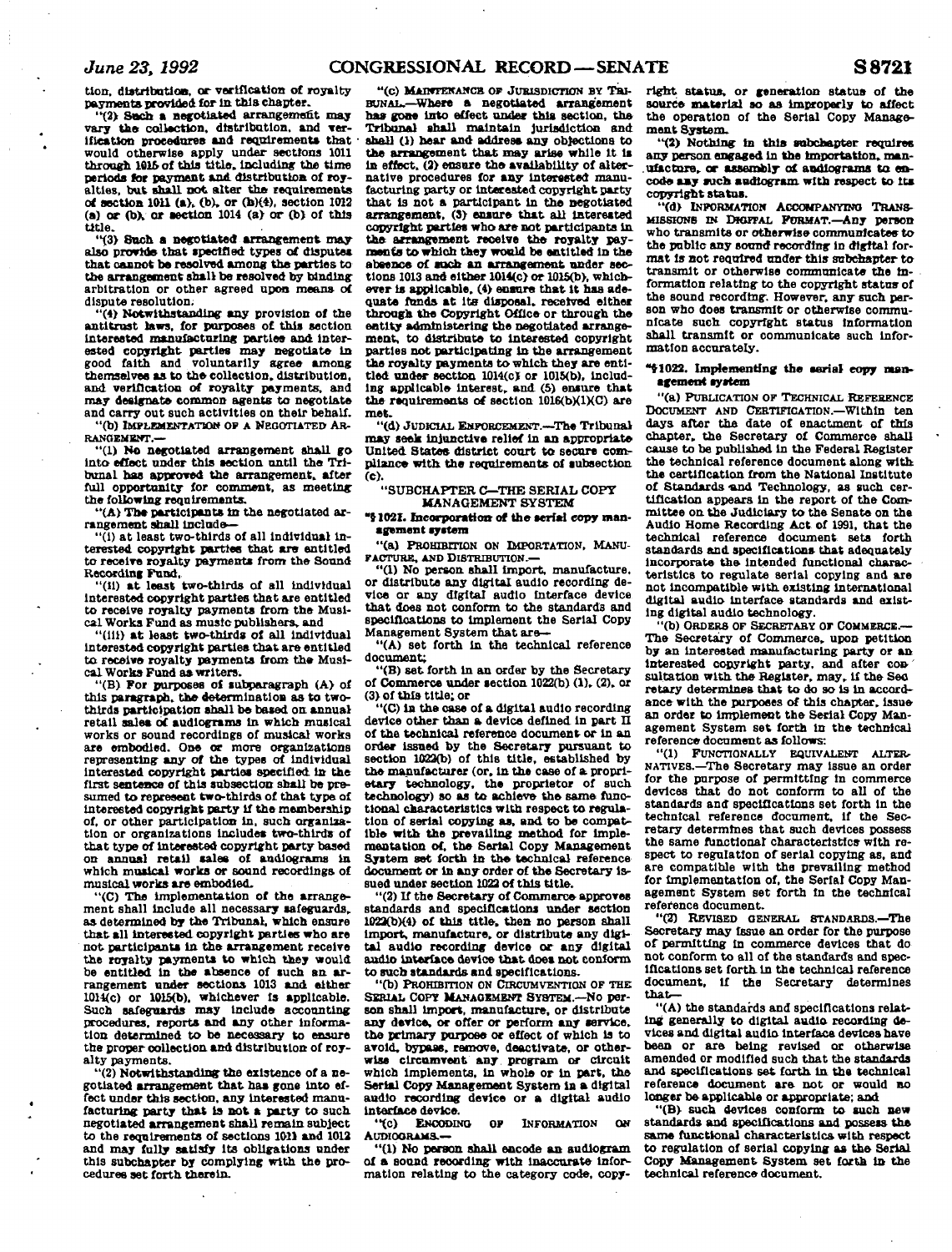tion, distribution, or verification of royalty payments provided for in this chapter.

"(2) Such a negotiated arrangement may vary the collection, distribution, and verification procedures and requirements that would otherwise apply under sections 1011 through 1015 of this title, including the time periods for payment and distribution of royalties, but shall not alter the requirements of section 1011 (a), (b), or (h)(4), section 1012 (a) or (b), or section 1014 (a) or (b) of this title.

"(3) Such a negotiated arrangement may also provide that specified types of disputes that cannot be resolved among the parties to the arrangement shall be resolved by binding arbitration or other agreed upon means of dispute resolution.

"(4) Notwithstanding any provision of the antitrust laws, for purposes of this section interested manufacturing parties and interested copyright parties may negotiate in good faith and voluntarily agree among themselves as to the collection, distribution, and verification of royalty payments, and may designate common agents to negotiate and carry out such activities on their behalf.

"(b) IMPLEMENTATION OF A NEGOTIATED ARRANGEMENT.—

"(1) No negotiated arrangement shall go into effect under this section until the Tribunal has approved the arrangement, after full opportunity for comment, as meeting the following requirements.

"(A) The participants in the negotiated arrangement shall include—

"(i) at least two-thirds of all individual interested copyright parties that are entitled to receive royalty payments from the Sound Recording Fund,

"(ii) at least two-thirds of all individual interested copyright parties that are entitled to receive royalty payments from the Musical Works Fund as music publishers, and

"(iii) at least two-thirds of all individual interested copyright parties that are entitled to receive royalty payments from the Musical Works Fund as writers.

"(B) For purposes of subparagraph (A) of this paragraph, the determination as to two-thirds participation shall be based on annual retail sales of audiograms in which musical works or sound recordings of musical works are embodied. One or more organizations representing any of the types of individual interested copyright parties specified in the first sentence of this subsection shall be presumed to represent two-thirds of that type of interested copyright party if the membership of, or other participation in, such organization or organizations includes two-thirds of that type of interested copyright party based on annual retail sales of audiograms in which musical works or sound recordings of musical works are embodied.

"(C) The implementation of the arrangement shall include all necessary safeguards, as determined by the Tribunal, which ensure that all interested copyright parties who are not participants in the arrangement receive the royalty payments to which they would be entitled in the absence of such an arrangement under sections 1013 and either 1014(c) or 1015(b), whichever is applicable. Such safeguards may include accounting procedures, reports and any other information determined to be necessary to ensure the proper collection and distribution of royalty payments.

"(2) Notwithstanding the existence of a negotiated arrangement that has gone into effect under this section, any interested manufacturing party that is not a party to such negotiated arrangement shall remain subject to the requirements of sections 1011 and 1012 and may fully satisfy its obligations under this subchapter by complying with the procedures set forth therein.

"(c) MAINTENANCE OF JURISDICTION BY TRIBUNAL.—Where a negotiated arrangement has gone into effect under this section, the Tribunal shall maintain jurisdiction and shall (1) hear and address any objections to the arrangement that may arise while it is in effect, (2) ensure the availability of alternative procedures for any interested manufacturing party or interested copyright party that is not a participant in the negotiated arrangement, (3) ensure that all interested copyright parties who are not participants in the arrangement receive the royalty payments to which they would be entitled in the absence of such an arrangement under sections 1013 and either 1014(c) or 1015(b), whichever is applicable, (4) ensure that it has adequate funds at its disposal, received either through the Copyright Office or through the entity administering the negotiated arrangement, to distribute to interested copyright parties not participating in the arrangement the royalty payments to which they are entitled under section 1014(c) or 1015(b), including applicable interest, and (5) ensure that the requirements of section 1016(b)(1)(C) are met.

"(d) JUDICIAL ENFORCEMENT.—The Tribunal may seek injunctive relief in an appropriate United States district court to secure compliance with the requirements of subsection (c).

"SUBCHAPTER C—THE SERIAL COPY MANAGEMENT SYSTEM

"§1021. Incorporation of the serial copy management system

"(a) PROHIBITION ON IMPORTATION, MANUFACTURE, AND DISTRIBUTION.—

"(1) No person shall import, manufacture, or distribute any digital audio recording device or any digital audio interface device that does not conform to the standards and specifications to implement the Serial Copy Management System that are—

"(A) set forth in the technical reference document;

"(B) set forth in an order by the Secretary of Commerce under section 1022(b) (1), (2), or (3) of this title; or

"(C) in the case of a digital audio recording device other than a device defined in part II of the technical reference document or in an order issued by the Secretary pursuant to section 1022(b) of this title, established by the manufacturer (or, in the case of a proprietary technology, the proprietor of such technology) so as to achieve the same functional characteristics with respect to regulation of serial copying as, and to be compatible with the prevailing method for implementation of, the Serial Copy Management System set forth in the technical reference document or in any order of the Secretary issued under section 1022 of this title.

"(2) If the Secretary of Commerce approves standards and specifications under section 1022(b)(4) of this title, then no person shall import, manufacture, or distribute any digital audio recording device or any digital audio interface device that does not conform to such standards and specifications.

"(b) PROHIBITION ON CIRCUMVENTION OF THE SERIAL COPY MANAGEMENT SYSTEM.—No person shall import, manufacture, or distribute any device, or offer or perform any service, the primary purpose or effect of which is to avoid, bypass, remove, deactivate, or otherwise circumvent any program or circuit which implements, in whole or in part, the Serial Copy Management System in a digital audio recording device or a digital audio interface device.

"(c) ENCODING OF INFORMATION ON AUDIOGRAMS.—

"(1) No person shall encode an audiogram of a sound recording with inaccurate information relating to the category code, copyright status, or generation status of the source material so as improperly to affect the operation of the Serial Copy Management System.

"(2) Nothing in this subchapter requires any person engaged in the importation, manufacture, or assembly of audiograms to encode any such audiogram with respect to its copyright status.

"(d) INFORMATION ACCOMPANYING TRANSMISSIONS IN DIGITAL FORMAT.—Any person who transmits or otherwise communicates to the public any sound recording in digital format is not required under this subchapter to transmit or otherwise communicate the information relating to the copyright status of the sound recording. However, any such person who does transmit or otherwise communicate such copyright status information shall transmit or communicate such information accurately.

"§1022. Implementing the serial copy management system

"(a) PUBLICATION OF TECHNICAL REFERENCE DOCUMENT AND CERTIFICATION.—Within ten days after the date of enactment of this chapter, the Secretary of Commerce shall cause to be published in the Federal Register the technical reference document along with the certification from the National Institute of Standards and Technology, as such certification appears in the report of the Committee on the Judiciary to the Senate on the Audio Home Recording Act of 1991, that the technical reference document sets forth standards and specifications that adequately incorporate the intended functional characteristics to regulate serial copying and are not incompatible with existing international digital audio interface standards and existing digital audio technology.

"(b) ORDERS OF SECRETARY OF COMMERCE.—The Secretary of Commerce, upon petition by an interested manufacturing party or an interested copyright party, and after consultation with the Register, may, if the Secretary determines that to do so is in accordance with the purposes of this chapter, issue an order to implement the Serial Copy Management System set forth in the technical reference document as follows:

"(1) FUNCTIONALLY EQUIVALENT ALTERNATIVES.—The Secretary may issue an order for the purpose of permitting in commerce devices that do not conform to all of the standards and specifications set forth in the technical reference document, if the Secretary determines that such devices possess the same functional characteristics with respect to regulation of serial copying as, and are compatible with the prevailing method for implementation of, the Serial Copy Management System set forth in the technical reference document.

"(2) REVISED GENERAL STANDARDS.—The Secretary may issue an order for the purpose of permitting in commerce devices that do not conform to all of the standards and specifications set forth in the technical reference document, if the Secretary determines that—

"(A) the standards and specifications relating generally to digital audio recording devices and digital audio interface devices have been or are being revised or otherwise amended or modified such that the standards and specifications set forth in the technical reference document are not or would no longer be applicable or appropriate; and

"(B) such devices conform to such new standards and specifications and possess the same functional characteristics with respect to regulation of serial copying as the Serial Copy Management System set forth in the technical reference document.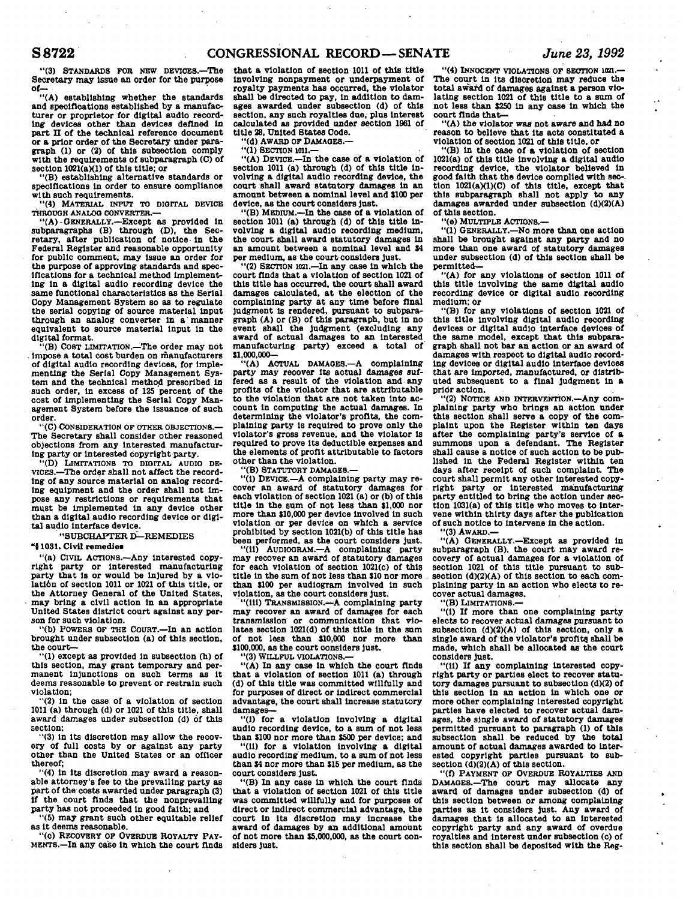"(3) STANDARDS FOR NEW DEVICES.—The Secretary may issue an order for the purpose of—

"(A) establishing whether the standards and specifications established by a manufacturer or proprietor for digital audio recording devices other than devices defined in part II of the technical reference document or a prior order of the Secretary under paragraph (1) or (2) of this subsection comply with the requirements of subparagraph (C) of section 1021(a)(1) of this title; or

"(B) establishing alternative standards or specifications in order to ensure compliance with such requirements.

"(4) MATERIAL INPUT TO DIGITAL DEVICE THROUGH ANALOG CONVERTER.—

"(A) GENERALLY.—Except as provided in subparagraphs (B) through (D), the Secretary, after publication of notice in the Federal Register and reasonable opportunity for public comment, may issue an order for the purpose of approving standards and specifications for a technical method implementing in a digital audio recording device the same functional characteristics as the Serial Copy Management System so as to regulate the serial copying of source material input through an analog converter in a manner equivalent to source material input in the digital format.

"(B) COST LIMITATION.—The order may not impose a total cost burden on manufacturers of digital audio recording devices, for implementing the Serial Copy Management System and the technical method prescribed in such order, in excess of 125 percent of the cost of implementing the Serial Copy Management System before the issuance of such order.

"(C) CONSIDERATION OF OTHER OBJECTIONS.—The Secretary shall consider other reasoned objections from any interested manufacturing party or interested copyright party.

"(D) LIMITATIONS TO DIGITAL AUDIO DEVICES.—The order shall not affect the recording of any source material on analog recording equipment and the order shall not impose any restrictions or requirements that must be implemented in any device other than a digital audio recording device or digital audio interface device.

"SUBCHAPTER D—REMEDIES

"§1031. Civil remedies

"(a) CIVIL ACTIONS.—Any interested copyright party or interested manufacturing party that is or would be injured by a violation of section 1011 or 1021 of this title, or the Attorney General of the United States, may bring a civil action in an appropriate United States district court against any person for such violation.

"(b) POWERS OF THE COURT.—In an action brought under subsection (a) of this section, the court—

"(1) except as provided in subsection (h) of this section, may grant temporary and permanent injunctions on such terms as it deems reasonable to prevent or restrain such violation;

"(2) in the case of a violation of section 1011 (a) through (d) or 1021 of this title, shall award damages under subsection (d) of this section;

"(3) in its discretion may allow the recovery of full costs by or against any party other than the United States or an officer thereof;

"(4) in its discretion may award a reasonable attorney's fee to the prevailing party as part of the costs awarded under paragraph (3) if the court finds that the nonprevailing party has not proceeded in good faith; and

"(5) may grant such other equitable relief as it deems reasonable.

"(c) RECOVERY OF OVERDUE ROYALTY PAYMENTS.—In any case in which the court finds that a violation of section 1011 of this title involving nonpayment or underpayment of royalty payments has occurred, the violator shall be directed to pay, in addition to damages awarded under subsection (d) of this section, any such royalties due, plus interest calculated as provided under section 1961 of title 28, United States Code.

"(d) AWARD OF DAMAGES.—

"(1) SECTION 1011.—

"(A) DEVICE.—In the case of a violation of section 1011 (a) through (d) of this title involving a digital audio recording device, the court shall award statutory damages in an amount between a nominal level and $100 per device, as the court considers just.

"(B) MEDIUM.—In the case of a violation of section 1011 (a) through (d) of this title involving a digital audio recording medium, the court shall award statutory damages in an amount between a nominal level and $4 per medium, as the court considers just.

"(2) SECTION 1021.—In any case in which the court finds that a violation of section 1021 of this title has occurred, the court shall award damages calculated, at the election of the complaining party at any time before final judgment is rendered, pursuant to subparagraph (A) or (B) of this paragraph, but in no event shall the judgment (excluding any award of actual damages to an interested manufacturing party) exceed a total of $1,000,000—

"(A) ACTUAL DAMAGES.—A complaining party may recover its actual damages suffered as a result of the violation and any profits of the violator that are attributable to the violation that are not taken into account in computing the actual damages. In determining the violator's profits, the complaining party is required to prove only the violator's gross revenue, and the violator is required to prove its deductible expenses and the elements of profit attributable to factors other than the violation.

"(B) STATUTORY DAMAGES.—

"(i) DEVICE.—A complaining party may recover an award of statutory damages for each violation of section 1021 (a) or (b) of this title in the sum of not less than $1,000 nor more than $10,000 per device involved in such violation or per device on which a service prohibited by section 1021(b) of this title has been performed, as the court considers just.

"(ii) AUDIOGRAM.—A complaining party may recover an award of statutory damages for each violation of section 1021(c) of this title in the sum of not less than $10 nor more than $100 per audiogram involved in such violation, as the court considers just.

"(iii) TRANSMISSION.—A complaining party may recover an award of damages for each transmission or communication that violates section 1021(d) of this title in the sum of not less than $10,000 nor more than $100,000, as the court considers just.

"(3) WILLFUL VIOLATIONS.—

"(A) In any case in which the court finds that a violation of section 1011 (a) through (d) of this title was committed willfully and for purposes of direct or indirect commercial advantage, the court shall increase statutory damages—

"(i) for a violation involving a digital audio recording device, to a sum of not less than $100 nor more than $500 per device; and

"(ii) for a violation involving a digital audio recording medium, to a sum of not less than $4 nor more than $15 per medium, as the court considers just.

"(B) In any case in which the court finds that a violation of section 1021 of this title was committed willfully and for purposes of direct or indirect commercial advantage, the court in its discretion may increase the award of damages by an additional amount of not more than $5,000,000, as the court considers just.

"(4) INNOCENT VIOLATIONS OF SECTION 1021.—The court in its discretion may reduce the total award of damages against a person violating section 1021 of this title to a sum of not less than $250 in any case in which the court finds that—

"(A) the violator was not aware and had no reason to believe that its acts constituted a violation of section 1021 of this title, or

"(B) in the case of a violation of section 1021(a) of this title involving a digital audio recording device, the violator believed in good faith that the device complied with section 1021(a)(1)(C) of this title, except that this subparagraph shall not apply to any damages awarded under subsection (d)(2)(A) of this section.

"(e) MULTIPLE ACTIONS.—

"(1) GENERALLY.—No more than one action shall be brought against any party and no more than one award of statutory damages under subsection (d) of this section shall be permitted—

"(A) for any violations of section 1011 of this title involving the same digital audio recording device or digital audio recording medium; or

"(B) for any violations of section 1021 of this title involving digital audio recording devices or digital audio interface devices of the same model, except that this subparagraph shall not bar an action or an award of damages with respect to digital audio recording devices or digital audio interface devices that are imported, manufactured, or distributed subsequent to a final judgment in a prior action.

"(2) NOTICE AND INTERVENTION.—Any complaining party who brings an action under this section shall serve a copy of the complaint upon the Register within ten days after the complaining party's service of a summons upon a defendant. The Register shall cause a notice of such action to be published in the Federal Register within ten days after receipt of such complaint. The court shall permit any other interested copyright party or interested manufacturing party entitled to bring the action under section 1031(a) of this title who moves to intervene within thirty days after the publication of such notice to intervene in the action.

"(3) AWARD.—

"(A) GENERALLY.—Except as provided in subparagraph (B), the court may award recovery of actual damages for a violation of section 1021 of this title pursuant to subsection (d)(2)(A) of this section to each complaining party in an action who elects to recover actual damages.

"(B) LIMITATIONS.—

"(i) If more than one complaining party elects to recover actual damages pursuant to subsection (d)(2)(A) of this section, only a single award of the violator's profits shall be made, which shall be allocated as the court considers just.

"(ii) If any complaining interested copyright party or parties elect to recover statutory damages pursuant to subsection (d)(2) of this section in an action in which one or more other complaining interested copyright parties have elected to recover actual damages, the single award of statutory damages permitted pursuant to paragraph (1) of this subsection shall be reduced by the total amount of actual damages awarded to interested copyright parties pursuant to subsection (d)(2)(A) of this section.

"(f) PAYMENT OF OVERDUE ROYALTIES AND DAMAGES.—The court may allocate any award of damages under subsection (d) of this section between or among complaining parties as it considers just. Any award of damages that is allocated to an interested copyright party and any award of overdue royalties and interest under subsection (c) of this section shall be deposited with the Reg-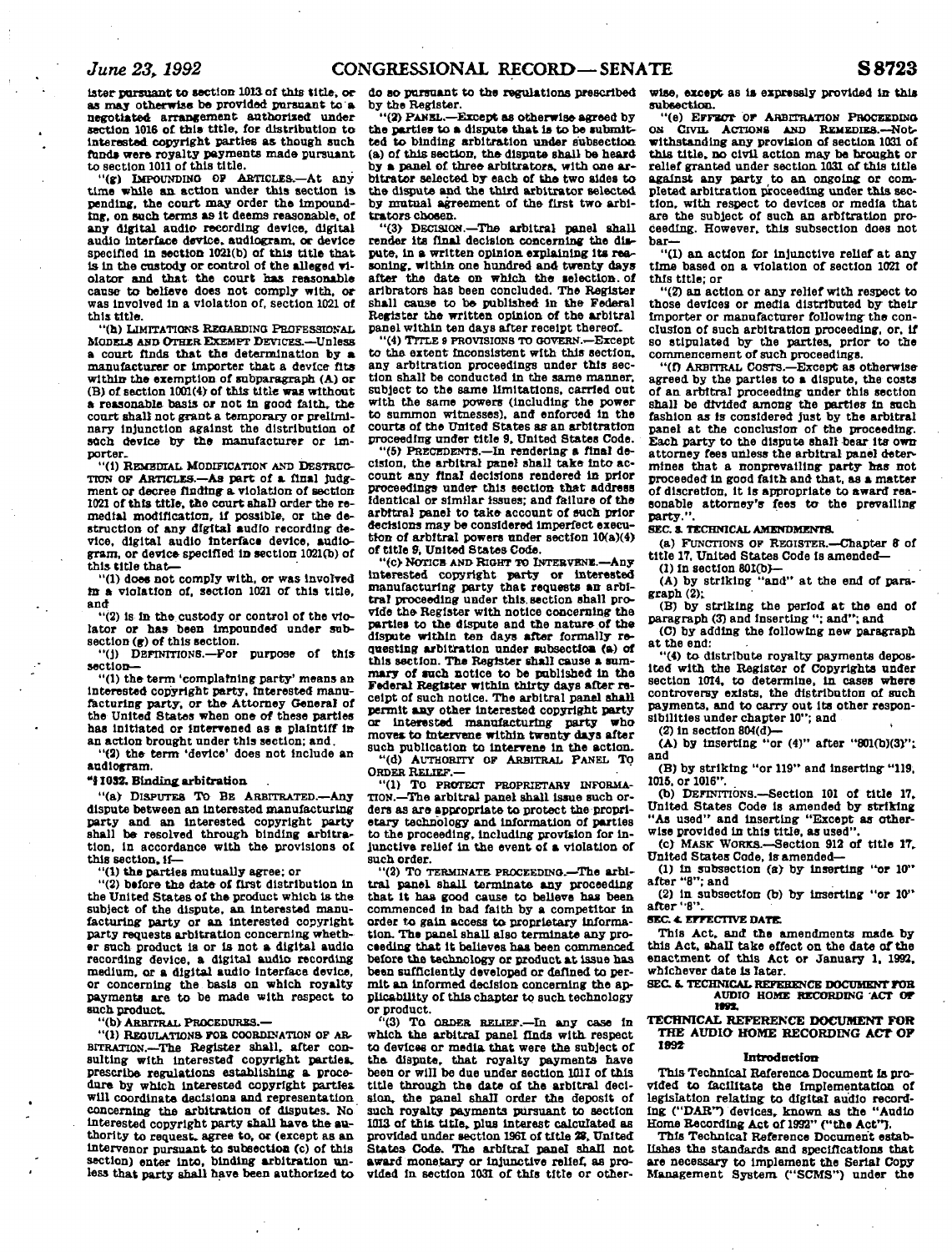ister pursuant to section 1013 of this title, or as may otherwise be provided pursuant to a negotiated arrangement authorized under section 1016 of this title, for distribution to interested copyright parties as though such funds were royalty payments made pursuant to section 1011 of this title.

"(g) IMPOUNDING OF ARTICLES.—At any time while an action under this section is pending, the court may order the impounding, on such terms as it deems reasonable, of any digital audio recording device, digital audio interface device, audiogram, or device specified in section 1021(b) of this title that is in the custody or control of the alleged violator and that the court has reasonable cause to believe does not comply with, or was involved in a violation of, section 1021 of this title.

"(h) LIMITATIONS REGARDING PROFESSIONAL MODELS AND OTHER EXEMPT DEVICES.—Unless a court finds that the determination by a manufacturer or importer that a device fits within the exemption of subparagraph (A) or (B) of section 1001(4) of this title was without a reasonable basis or not in good faith, the court shall not grant a temporary or preliminary injunction against the distribution of such device by the manufacturer or importer.

"(i) REMEDIAL MODIFICATION AND DESTRUCTION OF ARTICLES.—As part of a final judgment or decree finding a violation of section 1021 of this title, the court shall order the remedial modification, if possible, or the destruction of any digital audio recording device, digital audio interface device, audiogram, or device specified in section 1021(b) of this title that—

"(1) does not comply with, or was involved in a violation of, section 1021 of this title, and

"(2) is in the custody or control of the violator or has been impounded under subsection (g) of this section.

"(j) DEFINITIONS.—For purpose of this section—

"(1) the term 'complaining party' means an interested copyright party, interested manufacturing party, or the Attorney General of the United States when one of these parties has initiated or intervened as a plaintiff in an action brought under this section; and

"(2) the term 'device' does not include an audiogram.

"§1032. Binding arbitration

"(a) DISPUTES TO BE ARBITRATED.—Any dispute between an interested manufacturing party and an interested copyright party shall be resolved through binding arbitration, in accordance with the provisions of this section, if—

"(1) the parties mutually agree; or

"(2) before the date of first distribution in the United States of the product which is the subject of the dispute, an interested manufacturing party or an interested copyright party requests arbitration concerning whether such product is or is not a digital audio recording device, a digital audio recording medium, or a digital audio interface device, or concerning the basis on which royalty payments are to be made with respect to such product.

"(b) ARBITRAL PROCEDURES.—

"(1) REGULATIONS FOR COORDINATION OF ARBITRATION.—The Register shall, after consulting with interested copyright parties, prescribe regulations establishing a procedure by which interested copyright parties will coordinate decisions and representation concerning the arbitration of disputes. No interested copyright party shall have the authority to request, agree to, or (except as an intervenor pursuant to subsection (c) of this section) enter into, binding arbitration unless that party shall have been authorized to do so pursuant to the regulations prescribed by the Register.

"(2) PANEL.—Except as otherwise agreed by the parties to a dispute that is to be submitted to binding arbitration under subsection (a) of this section, the dispute shall be heard by a panel of three arbitrators, with one arbitrator selected by each of the two sides to the dispute and the third arbitrator selected by mutual agreement of the first two arbitrators chosen.

"(3) DECISION.—The arbitral panel shall render its final decision concerning the dispute, in a written opinion explaining its reasoning, within one hundred and twenty days after the date on which the selection of arbitrators has been concluded. The Register shall cause to be published in the Federal Register the written opinion of the arbitral panel within ten days after receipt thereof.

"(4) TITLE 9 PROVISIONS TO GOVERN.—Except to the extent inconsistent with this section, any arbitration proceedings under this section shall be conducted in the same manner, subject to the same limitations, carried out with the same powers (including the power to summon witnesses), and enforced in the courts of the United States as an arbitration proceeding under title 9, United States Code.

"(5) PRECEDENTS.—In rendering a final decision, the arbitral panel shall take into account any final decisions rendered in prior proceedings under this section that address identical or similar issues; and failure of the arbitral panel to take account of such prior decisions may be considered imperfect execution of arbitral powers under section 10(a)(4) of title 9, United States Code.

"(c) NOTICE AND RIGHT TO INTERVENE.—Any interested copyright party or interested manufacturing party that requests an arbitral proceeding under this section shall provide the Register with notice concerning the parties to the dispute and the nature of the dispute within ten days after formally requesting arbitration under subsection (a) of this section. The Register shall cause a summary of such notice to be published in the Federal Register within thirty days after receipt of such notice. The arbitral panel shall permit any other interested copyright party or interested manufacturing party who moves to intervene within twenty days after such publication to intervene in the action.

"(d) AUTHORITY OF ARBITRAL PANEL TO ORDER RELIEF.—

"(1) TO PROTECT PROPRIETARY INFORMATION.—The arbitral panel shall issue such orders as are appropriate to protect the proprietary technology and information of parties to the proceeding, including provision for injunctive relief in the event of a violation of such order.

"(2) TO TERMINATE PROCEEDING.—The arbitral panel shall terminate any proceeding that it has good cause to believe has been commenced in bad faith by a competitor in order to gain access to proprietary information. The panel shall also terminate any proceeding that it believes has been commenced before the technology or product at issue has been sufficiently developed or defined to permit an informed decision concerning the applicability of this chapter to such technology or product.

"(3) TO ORDER RELIEF.—In any case in which the arbitral panel finds with respect to devices or media that were the subject of the dispute, that royalty payments have been or will be due under section 1011 of this title through the date of the arbitral decision, the panel shall order the deposit of such royalty payments pursuant to section 1013 of this title, plus interest calculated as provided under section 1961 of title 28, United States Code. The arbitral panel shall not award monetary or injunctive relief, as provided in section 1031 of this title or otherwise, except as is expressly provided in this subsection.

"(e) EFFECT OF ARBITRATION PROCEEDING ON CIVIL ACTIONS AND REMEDIES.—Notwithstanding any provision of section 1031 of this title, no civil action may be brought or relief granted under section 1031 of this title against any party to an ongoing or completed arbitration proceeding under this section, with respect to devices or media that are the subject of such an arbitration proceeding. However, this subsection does not bar—

"(1) an action for injunctive relief at any time based on a violation of section 1021 of this title; or

"(2) an action or any relief with respect to those devices or media distributed by their importer or manufacturer following the conclusion of such arbitration proceeding, or, if so stipulated by the parties, prior to the commencement of such proceedings.

"(f) ARBITRAL COSTS.—Except as otherwise agreed by the parties to a dispute, the costs of an arbitral proceeding under this section shall be divided among the parties in such fashion as is considered just by the arbitral panel at the conclusion of the proceeding. Each party to the dispute shall bear its own attorney fees unless the arbitral panel determines that a nonprevailing party has not proceeded in good faith and that, as a matter of discretion, it is appropriate to award reasonable attorney's fees to the prevailing party.".

**SEC. 3. TECHNICAL AMENDMENTS.**

(a) FUNCTIONS OF REGISTER.—Chapter 8 of title 17, United States Code is amended—

(1) in section 801(b)—

(A) by striking "and" at the end of paragraph (2);

(B) by striking the period at the end of paragraph (3) and inserting "; and"; and

(C) by adding the following new paragraph at the end:

"(4) to distribute royalty payments deposited with the Register of Copyrights under section 1014, to determine, in cases where controversy exists, the distribution of such payments, and to carry out its other responsibilities under chapter 10"; and

(2) in section 804(d)—

(A) by inserting "or (4)" after "801(b)(3)"; and

(B) by striking "or 119" and inserting "119, 1015, or 1016".

(b) DEFINITIONS.—Section 101 of title 17, United States Code is amended by striking "As used" and inserting "Except as otherwise provided in this title, as used".

(c) MASK WORKS.—Section 912 of title 17, United States Code, is amended—

(1) in subsection (a) by inserting "or 10" after "8"; and

(2) in subsection (b) by inserting "or 10" after "8".

**SEC. 4. EFFECTIVE DATE.**

This Act, and the amendments made by this Act, shall take effect on the date of the enactment of this Act or January 1, 1992, whichever date is later.

**SEC. 5. TECHNICAL REFERENCE DOCUMENT FOR AUDIO HOME RECORDING ACT OF 1992.**

## TECHNICAL REFERENCE DOCUMENT FOR THE AUDIO HOME RECORDING ACT OF 1992

### Introduction

This Technical Reference Document is provided to facilitate the implementation of legislation relating to digital audio recording ("DAR") devices, known as the "Audio Home Recording Act of 1992" ("the Act").

This Technical Reference Document establishes the standards and specifications that are necessary to implement the Serial Copy Management System ("SCMS") under the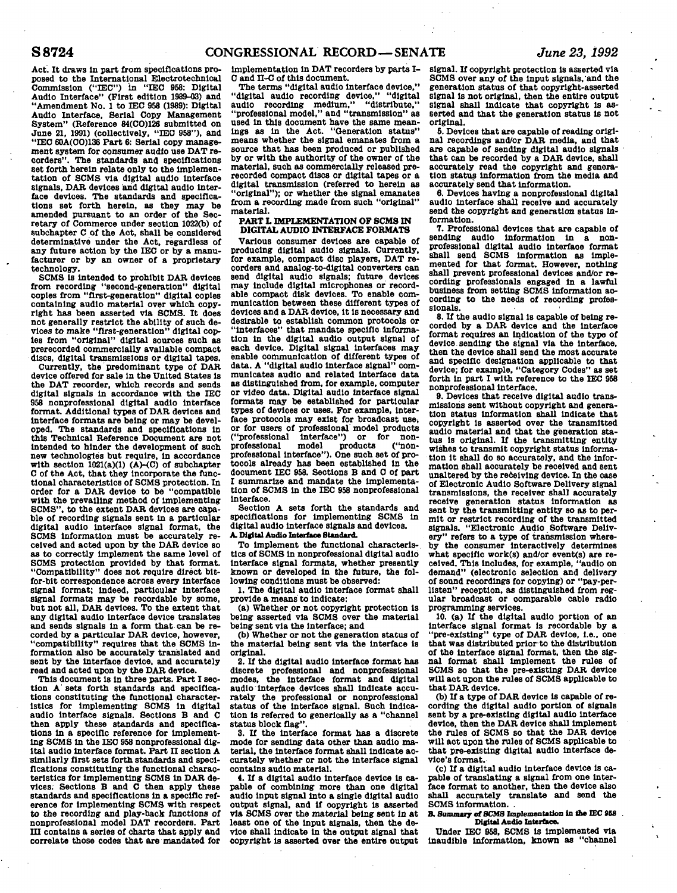Act. It draws in part from specifications proposed to the International Electrotechnical Commission ("IEC") in "IEC 958: Digital Audio Interface" (First edition 1989–03) and "Amendment No. 1 to IEC 958 (1989): Digital Audio Interface, Serial Copy Management System" (Reference 84(CO)126 submitted on June 21, 1991) (collectively, "IEC 958"), and "IEC 60A(CO)136 Part 6: Serial copy management system for consumer audio use DAT recorders". The standards and specifications set forth herein relate only to the implementation of SCMS via digital audio interface signals, DAR devices and digital audio interface devices. The standards and specifications set forth herein, as they may be amended pursuant to an order of the Secretary of Commerce under section 1022(b) of subchapter C of the Act, shall be considered determinative under the Act, regardless of any future action by the IEC or by a manufacturer or by an owner of a proprietary technology.

SCMS is intended to prohibit DAR devices from recording "second-generation" digital copies from "first-generation" digital copies containing audio material over which copyright has been asserted via SCMS. It does not generally restrict the ability of such devices to make "first-generation" digital copies from "original" digital sources such as prerecorded commercially available compact discs, digital transmissions or digital tapes.

Currently, the predominant type of DAR device offered for sale in the United States is the DAT recorder, which records and sends digital signals in accordance with the IEC 958 nonprofessional digital audio interface format. Additional types of DAR devices and interface formats are being or may be developed. The standards and specifications in this Technical Reference Document are not intended to hinder the development of such new technologies but require, in accordance with section 1021(a)(1) (A)–(C) of subchapter C of the Act, that they incorporate the functional characteristics of SCMS protection. In order for a DAR device to be "compatible with the prevailing method of implementing SCMS", to the extent DAR devices are capable of recording signals sent in a particular digital audio interface signal format, the SCMS information must be accurately received and acted upon by the DAR device so as to correctly implement the same level of SCMS protection provided by that format. "Compatibility" does not require direct bit-for-bit correspondence across every interface signal format; indeed, particular interface signal formats may be recordable by some, but not all, DAR devices. To the extent that any digital audio interface device translates and sends signals in a form that can be recorded by a particular DAR device, however, "compatibility" requires that the SCMS information also be accurately translated and sent by the interface device, and accurately read and acted upon by the DAR device.

This document is in three parts. Part I section A sets forth standards and specifications constituting the functional characteristics for implementing SCMS in digital audio interface signals. Sections B and C then apply these standards and specifications in a specific reference for implementing SCMS in the IEC 958 nonprofessional digital audio interface format. Part II section A similarly first sets forth standards and specifications constituting the functional characteristics for implementing SCMS in DAR devices. Sections B and C then apply these standards and specifications in a specific reference for implementing SCMS with respect to the recording and play-back functions of nonprofessional model DAT recorders. Part III contains a series of charts that apply and correlate those codes that are mandated for implementation in DAT recorders by parts I–C and II–C of this document.

The terms "digital audio interface device," "digital audio recording device," "digital audio recording medium," "distribute," "professional model," and "transmission" as used in this document have the same meanings as in the Act. "Generation status" means whether the signal emanates from a source that has been produced or published by or with the authority of the owner of the material, such as commercially released prerecorded compact discs or digital tapes or a digital transmission (referred to herein as "original"); or whether the signal emanates from a recording made from such "original" material.

## PART I. IMPLEMENTATION OF SCMS IN DIGITAL AUDIO INTERFACE FORMATS

Various consumer devices are capable of producing digital audio signals. Currently, for example, compact disc players, DAT recorders and analog-to-digital converters can send digital audio signals; future devices may include digital microphones or recordable compact disk devices. To enable communication between these different types of devices and a DAR device, it is necessary and desirable to establish common protocols or "interfaces" that mandate specific information in the digital audio output signal of each device. Digital signal interfaces may enable communication of different types of data. A "digital audio interface signal" communicates audio and related interface data as distinguished from, for example, computer or video data. Digital audio interface signal formats may be established for particular types of devices or uses. For example, interface protocols may exist for broadcast use, or for users of professional model products ("professional interface") or for nonprofessional model products ("nonprofessional interface"). One such set of protocols already has been established in the document IEC 958. Sections B and C of part I summarize and mandate the implementation of SCMS in the IEC 958 nonprofessional interface.

Section A sets forth the standards and specifications for implementing SCMS in digital audio interface signals and devices.

### A. Digital Audio Interface Standard.

To implement the functional characteristics of SCMS in nonprofessional digital audio interface signal formats, whether presently known or developed in the future, the following conditions must be observed:

1. The digital audio interface format shall provide a means to indicate:

(a) Whether or not copyright protection is being asserted via SCMS over the material being sent via the interface; and

(b) Whether or not the generation status of the material being sent via the interface is original.

2. If the digital audio interface format has discrete professional and nonprofessional modes, the interface format and digital audio interface devices shall indicate accurately the professional or nonprofessional status of the interface signal. Such indication is referred to generically as a "channel status block flag".

3. If the interface format has a discrete mode for sending data other than audio material, the interface format shall indicate accurately whether or not the interface signal contains audio material.

4. If a digital audio interface device is capable of combining more than one digital audio input signal into a single digital audio output signal, and if copyright is asserted via SCMS over the material being sent in at least one of the input signals, then the device shall indicate in the output signal that copyright is asserted over the entire output signal. If copyright protection is asserted via SCMS over any of the input signals, and the generation status of that copyright-asserted signal is not original, then the entire output signal shall indicate that copyright is asserted and that the generation status is not original.

5. Devices that are capable of reading original recordings and/or DAR media, and that are capable of sending digital audio signals that can be recorded by a DAR device, shall accurately read the copyright and generation status information from the media and accurately send that information.

6. Devices having a nonprofessional digital audio interface shall receive and accurately send the copyright and generation status information.

7. Professional devices that are capable of sending audio information in a nonprofessional digital audio interface format shall send SCMS information as implemented for that format. However, nothing shall prevent professional devices and/or recording professionals engaged in a lawful business from setting SCMS information according to the needs of recording professionals.

8. If the audio signal is capable of being recorded by a DAR device and the interface format requires an indication of the type of device sending the signal via the interface, then the device shall send the most accurate and specific designation applicable to that device; for example, "Category Codes" as set forth in part I with reference to the IEC 958 nonprofessional interface.

9. Devices that receive digital audio transmissions sent without copyright and generation status information shall indicate that copyright is asserted over the transmitted audio material and that the generation status is original. If the transmitting entity wishes to transmit copyright status information it shall do so accurately, and the information shall accurately be received and sent unaltered by the receiving device. In the case of Electronic Audio Software Delivery signal transmissions, the receiver shall accurately receive generation status information as sent by the transmitting entity so as to permit or restrict recording of the transmitted signals. "Electronic Audio Software Delivery" refers to a type of transmission whereby the consumer interactively determines what specific work(s) and/or event(s) are received. This includes, for example, "audio on demand" (electronic selection and delivery of sound recordings for copying) or "pay-per-listen" reception, as distinguished from regular broadcast or comparable cable radio programming services.

10. (a) If the digital audio portion of an interface signal format is recordable by a "pre-existing" type of DAR device, i.e., one that was distributed prior to the distribution of the interface signal format, then the signal format shall implement the rules of SCMS so that the pre-existing DAR device will act upon the rules of SCMS applicable to that DAR device.

(b) If a type of DAR device is capable of recording the digital audio portion of signals sent by a pre-existing digital audio interface device, then the DAR device shall implement the rules of SCMS so that the DAR device will act upon the rules of SCMS applicable to that pre-existing digital audio interface device's format.

(c) If a digital audio interface device is capable of translating a signal from one interface format to another, then the device also shall accurately translate and send the SCMS information.

### B. Summary of SCMS Implementation in the IEC 958 Digital Audio Interface.

Under IEC 958, SCMS is implemented via inaudible information, known as "channel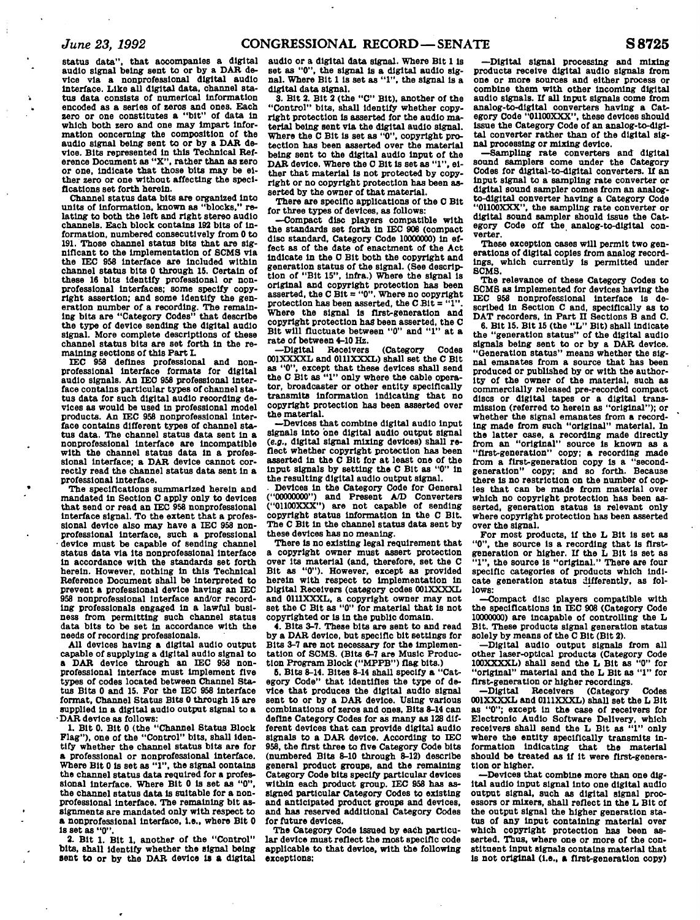status data", that accompanies a digital audio signal being sent to or by a DAR device via a nonprofessional digital audio interface. Like all digital data, channel status data consists of numerical information encoded as a series of zeros and ones. Each zero or one constitutes a "bit" of data in which both zero and one may impart information concerning the composition of the audio signal being sent to or by a DAR device. Bits represented in this Technical Reference Document as "X", rather than as zero or one, indicate that those bits may be either zero or one without affecting the specifications set forth herein.

Channel status data bits are organized into units of information, known as "blocks," relating to both the left and right stereo audio channels. Each block contains 192 bits of information, numbered consecutively from 0 to 191. Those channel status bits that are significant to the implementation of SCMS via the IEC 958 interface are included within channel status bits 0 through 15. Certain of these 16 bits identify professional or nonprofessional interfaces; some specify copyright assertion; and some identify the generation number of a recording. The remaining bits are "Category Codes" that describe the type of device sending the digital audio signal. More complete descriptions of these channel status bits are set forth in the remaining sections of this Part I.

IEC 958 defines professional and nonprofessional interface formats for digital audio signals. An IEC 958 professional interface contains particular types of channel status data for such digital audio recording devices as would be used in professional model products. An IEC 958 nonprofessional interface contains different types of channel status data. The channel status data sent in a nonprofessional interface are incompatible with the channel status data in a professional interface; a DAR device cannot correctly read the channel status data sent in a professional interface.

The specifications summarized herein and mandated in Section C apply only to devices that send or read an IEC 958 nonprofessional interface signal. To the extent that a professional device also may have a IEC 958 nonprofessional interface, such a professional device must be capable of sending channel status data via its nonprofessional interface in accordance with the standards set forth herein. However, nothing in this Technical Reference Document shall be interpreted to prevent a professional device having an IEC 958 nonprofessional interface and/or recording professionals engaged in a lawful business from permitting such channel status data bits to be set in accordance with the needs of recording professionals.

All devices having a digital audio output capable of supplying a digital audio signal to a DAR device through an IEC 958 nonprofessional interface must implement five types of codes located between Channel Status Bits 0 and 15. For the IEC 958 interface format, Channel Status Bits 0 through 15 are supplied in a digital audio output signal to a DAR device as follows:

1. Bit 0. Bit 0 (the "Channel Status Block Flag"), one of the "Control" bits, shall identify whether the channel status bits are for a professional or nonprofessional interface. Where Bit 0 is set as "1", the signal contains the channel status data required for a professional interface. Where Bit 0 is set as "0", the channel status data is suitable for a nonprofessional interface. The remaining bit assignments are mandated only with respect to a nonprofessional interface, i.e., where Bit 0 is set as "0".

2. Bit 1. Bit 1, another of the "Control" bits, shall identify whether the signal being sent to or by the DAR device is a digital audio or a digital data signal. Where Bit 1 is set as "0", the signal is a digital audio signal. Where Bit 1 is set as "1", the signal is a digital data signal.

3. Bit 2. Bit 2 (the "C" Bit), another of the "Control" bits, shall identify whether copyright protection is asserted for the audio material being sent via the digital audio signal. Where the C Bit is set as "0", copyright protection has been asserted over the material being sent to the digital audio input of the DAR device. Where the C Bit is set as "1", either that material is not protected by copyright or no copyright protection has been asserted by the owner of that material.

There are specific applications of the C Bit for three types of devices, as follows:

—Compact disc players compatible with the standards set forth in IEC 908 (compact disc standard, Category Code 10000000) in effect as of the date of enactment of the Act indicate in the C Bit both the copyright and generation status of the signal. (See description of "Bit 15", infra.) Where the signal is original and copyright protection has been asserted, the C Bit = "0". Where no copyright protection has been asserted, the C Bit = "1". Where the signal is first-generation and copyright protection has been asserted, the C Bit will fluctuate between "0" and "1" at a rate of between 4–10 Hz.

—Digital Receivers (Category Codes 001XXXXL and 0111XXXL) shall set the C Bit as "0", except that these devices shall send the C Bit as "1" only where the cable operator, broadcaster or other entity specifically transmits information indicating that no copyright protection has been asserted over the material.

—Devices that combine digital audio input signals into one digital audio output signal (*e.g.*, digital signal mixing devices) shall reflect whether copyright protection has been asserted in the C Bit for at least one of the input signals by setting the C Bit as "0" in the resulting digital audio output signal.

Devices in the Category Code for General ("00000000") and Present A/D Converters ("01100XXX") are not capable of sending copyright status information in the C Bit. The C Bit in the channel status data sent by these devices has no meaning.

There is no existing legal requirement that a copyright owner must assert protection over its material (and, therefore, set the C Bit as "0"). However, except as provided herein with respect to implementation in Digital Receivers (category codes 001XXXXL and 0111XXXL, a copyright owner may not set the C Bit as "0" for material that is not copyrighted or is in the public domain.

4. Bits 3–7. These bits are sent to and read by a DAR device, but specific bit settings for Bits 3–7 are not necessary for the implementation of SCMS. (Bits 6–7 are Music Production Program Block ("MPPB") flag bits.)

5. Bits 8–14. Bites 8–14 shall specify a "Category Code" that identifies the type of device that produces the digital audio signal sent to or by a DAR device. Using various combinations of zeros and ones, Bits 8–14 can define Category Codes for as many as 128 different devices that can provide digital audio signals to a DAR device. According to IEC 958, the first three to five Category Code bits (numbered Bits 8–10 through 8–12) describe general product groups, and the remaining Category Code bits specify particular devices within each product group. IEC 958 has assigned particular Category Codes to existing and anticipated product groups and devices, and has reserved additional Category Codes for future devices.

The Category Code issued by each particular device must reflect the most specific code applicable to that device, with the following exceptions:

—Digital signal processing and mixing products receive digital audio signals from one or more sources and either process or combine them with other incoming digital audio signals. If all input signals come from analog-to-digital converters having a Category Code "01100XXX", these devices should issue the Category Code of an analog-to-digital converter rather than of the digital signal processing or mixing device.

—Sampling rate converters and digital sound samplers come under the Category Codes for digital-to-digital converters. If an input signal to a sampling rate converter or digital sound sampler comes from an analog-to-digital converter having a Category Code "01100XXX", the sampling rate converter or digital sound sampler should issue the Category Code off the analog-to-digital converter.

These exception cases will permit two generations of digital copies from analog recordings, which currently is permitted under SCMS.

The relevance of these Category Codes to SCMS as implemented for devices having the IEC 958 nonprofessional interface is described in Section C, and specifically as to DAT recorders, in Part II Sections B and C.

6. Bit 15. Bit 15 (the "L" Bit) shall indicate the "generation status" of the digital audio signals being sent to or by a DAR device. "Generation status" means whether the signal emanates from a source that has been produced or published by or with the authority of the owner of the material, such as commercially released pre-recorded compact discs or digital tapes or a digital transmission (referred to herein as "original"); or whether the signal emanates from a recording made from such "original" material. In the latter case, a recording made directly from an "original" source is known as a "first-generation" copy; a recording made from a first-generation copy is a "second-generation" copy; and so forth. Because there is no restriction on the number of copies that can be made from material over which no copyright protection has been asserted, generation status is relevant only where copyright protection has been asserted over the signal.

For most products, if the L Bit is set as "0", the source is a recording that is first-generation or higher. If the L Bit is set as "1", the source is "original." There are four specific categories of products which indicate generation status differently, as follows:

—Compact disc players compatible with the specifications in IEC 908 (Category Code 10000000) are incapable of controlling the L Bit. These products signal generation status solely by means of the C Bit (Bit 2).

—Digital audio output signals from all other laser-optical products (Category Code 100XXXXL) shall send the L Bit as "0" for "original" material and the L Bit as "1" for first-generation or higher recordings.

—Digital Receivers (Category Codes 001XXXXL and 0111XXXL) shall set the L Bit as "0"; except in the case of receivers for Electronic Audio Software Delivery, which receivers shall send the L Bit as "1" only where the entity specifically transmits information indicating that the material should be treated as if it were first-generation or higher.

—Devices that combine more than one digital audio input signal into one digital audio output signal, such as digital signal processors or mixers, shall reflect in the L Bit of the output signal the higher generation status of any input containing material over which copyright protection has been asserted. Thus, where one or more of the constituent input signals contains material that is not original (i.e., a first-generation copy)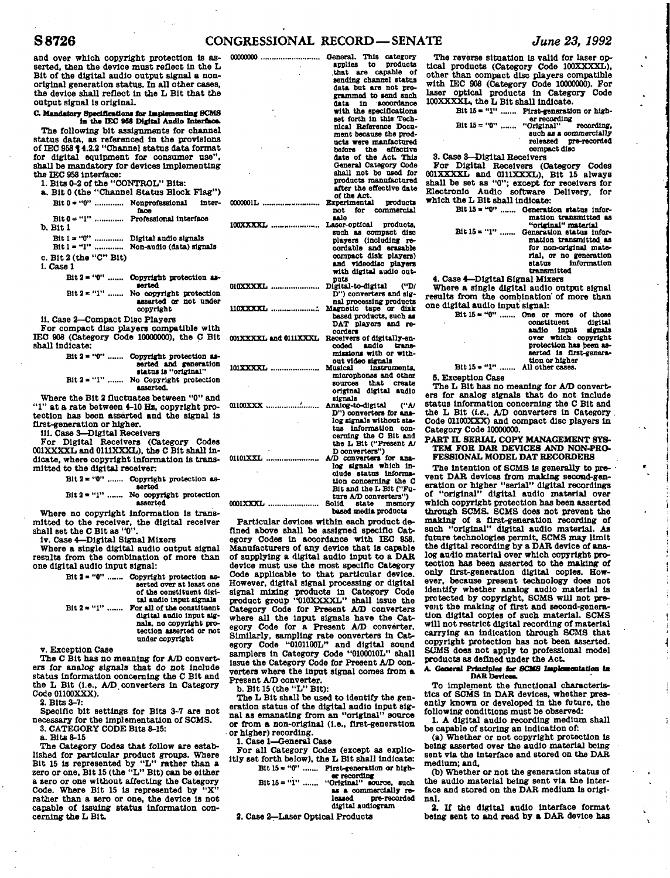and over which copyright protection is asserted, then the device must reflect in the L Bit of the digital audio output signal a non-original generation status. In all other cases, the device shall reflect in the L Bit that the output signal is original.

**C. Mandatory Specifications for Implementing SCMS in the IEC 958 Digital Audio Interface.**

The following bit assignments for channel status data, as referenced in the provisions of IEC 958 ¶ 4.2.2 "Channel status data format for digital equipment for consumer use", shall be mandatory for devices implementing the IEC 958 interface:

1. Bits 0–2 of the "CONTROL" Bits:

a. Bit 0 (the "Channel Status Block Flag")

Bit 0 = "0" ............ Nonprofessional interface

Bit 0 = "1" ............ Professional interface

b. Bit 1

Bit 1 = "0" ............ Digital audio signals

Bit 1 = "1" ............ Non-audio (data) signals

c. Bit 2 (the "C" Bit)

i. Case 1

Bit 2 = "0" ....... Copyright protection asserted

Bit 2 = "1" ....... No copyright protection asserted or not under copyright

ii. Case 2—Compact Disc Players

For compact disc players compatible with IEC 908 (Category Code 10000000), the C Bit shall indicate:

Bit 2 = "0" ....... Copyright protection asserted and generation status is "original"

Bit 2 = "1" ....... No Copyright protection asserted.

Where the Bit 2 fluctuates between "0" and "1" at a rate between 4–10 Hz, copyright protection has been asserted and the signal is first-generation or higher.

iii. Case 3—Digital Receivers

For Digital Receivers (Category Codes 001XXXXL and 0111XXXL), the C Bit shall indicate, where copyright information is transmitted to the digital receiver:

Bit 2 = "0" ....... Copyright protection asserted

Bit 2 = "1" ....... No copyright protection asserted

Where no copyright information is transmitted to the receiver, the digital receiver shall set the C Bit as "0".

iv. Case 4—Digital Signal Mixers

Where a single digital audio output signal results from the combination of more than one digital audio input signal:

Bit 2 = "0" ....... Copyright protection asserted over at least one of the constituent digital audio input signals

Bit 2 = "1" ....... For all of the constituent digital audio input signals, no copyright protection asserted or not under copyright

v. Exception Case

The C Bit has no meaning for A/D converters for analog signals that do not include status information concerning the C Bit and the L Bit (i.e., A/D converters in Category Code 01100XXX).

2. Bits 3–7:

Specific bit settings for Bits 3–7 are not necessary for the implementation of SCMS.

3. CATEGORY CODE Bits 8–15:

a. Bits 8–15

The Category Codes that follow are established for particular product groups. Where Bit 15 is represented by "L" rather than a zero or one, Bit 15 (the "L" Bit) can be either a zero or one without affecting the Category Code. Where Bit 15 is represented by "X" rather than a zero or one, the device is not capable of issuing status information concerning the L Bit.

00000000 ............ General. This category applies to products that are capable of sending channel status data but are not programmed to send such data in accordance with the specifications set forth in this Technical Reference Document because the products were manfactured before the effective date of the Act. This General Category Code shall not be used for products manufactured after the effective date of the Act.

0000001L ............ Experimental products not for commercial sale

100XXXXL ............ Laser-optical products, such as compact disc players (including recordable and erasable compact disk players) and videodisc players with digital audio outputs

010XXXXL ............ Digital-to-digital ("D/D") converters and signal processing products

110XXXXL ............ Magnetic tape or disk based products, such as DAT players and recorders

001XXXXL and 0111XXXL ............ Receivers of digitally-encoded audio transmissions with or without video signals

101XXXXL ............ Musical instruments, microphones and other sources that create original digital audio signals

01100XXX ............ Analog-to-digital ("A/D") converters for analog signals without status information concerning the C Bit and the L Bit ("Present A/D converters")

01101XXL ............ A/D converters for analog signals which include status information concerning the C Bit and the L Bit ("Future A/D converters")

0001XXXL ............ Solid state memory based media products

Particular devices within each product defined above shall be assigned specific Category Codes in accordance with IEC 958. Manufacturers of any device that is capable of supplying a digital audio input to a DAR device must use the most specific Category Code applicable to that particular device. However, digital signal processing or digital signal mixing products in Category Code product group "010XXXXL" shall issue the Category Code for Present A/D converters where all the input signals have the Category Code for a Present A/D converter. Similarly, sampling rate converters in Category Code "0101100L" and digital sound samplers in Category Code "0100010L" shall issue the Category Code for Present A/D converters where the input signal comes from a Present A/D converter.

b. Bit 15 (the "L" Bit):

The L Bit shall be used to identify the generation status of the digital audio input signal as emanating from an "original" source or from a non-original (i.e., first-generation or higher) recording.

1. Case 1—General Case

For all Category Codes (except as explicitly set forth below), the L Bit shall indicate:

Bit 15 = "0" ....... First-generation or higher recording

Bit 15 = "1" ....... "Original" source, such as a commercially released pre-recorded digital audiogram

2. Case 2—Laser Optical Products

The reverse situation is valid for laser optical products (Category Code 100XXXXL), other than compact disc players compatible with IEC 908 (Category Code 10000000). For laser optical products in Category Code 100XXXXL, the L Bit shall indicate.

Bit 15 = "1" ....... First-generation or higher recording

Bit 15 = "0" ....... "Original" recording, such as a commercially released pre-recorded compact disc

3. Case 3—Digital Receivers

For Digital Receivers (Category Codes 001XXXXL and 0111XXXL), Bit 15 always shall be set as "0"; except for receivers for Electronic Audio software Delivery, for which the L Bit shall indicate:

Bit 15 = "0" ....... Generation status information transmitted as "original" material

Bit 15 = "1" ....... Generation status information transmitted as for non-original material, or no generation status information transmitted

4. Case 4—Digital Signal Mixers

Where a single digital audio output signal results from the combination of more than one digital audio input signal:

Bit 15 = "0" ....... One or more of those constituent digital audio input signals over which copyright protection has been asserted is first-generation or higher

Bit 15 = "1" ....... All other cases.

5. Exception Case

The L Bit has no meaning for A/D converters for analog signals that do not include status information concerning the C Bit and the L Bit (*i.e.*, A/D converters in Category Code 01100XXX) and compact disc players in Category Code 10000000.

## PART II. SERIAL COPY MANAGEMENT SYSTEM FOR DAR DEVICES AND NON-PROFESSIONAL MODEL DAT RECORDERS

The intention of SCMS is generally to prevent DAR devices from making second-generation or higher "serial" digital recordings of "original" digital audio material over which copyright protection has been asserted through SCMS. SCMS does not prevent the making of a first-generation recording of such "original" digital audio material. As future technologies permit, SCMS may limit the digital recording by a DAR device of analog audio material over which copyright protection has been asserted to the making of only first-generation digital copies. However, because present technology does not identify whether analog audio material is protected by copyright, SCMS will not prevent the making of first and second-generation digital copies of such material. SCMS will not restrict digital recording of material carrying an indication through SCMS that copyright protection has not been asserted. SCMS does not apply to professional model products as defined under the Act.

**A. General Principles for SCMS Implementation in DAR Devices.**

To implement the functional characteristics of SCMS in DAR devices, whether presently known or developed in the future, the following conditions must be observed:

1. A digital audio recording medium shall be capable of storing an indication of:

(a) Whether or not copyright protection is being asserted over the audio material being sent via the interface and stored on the DAR medium; and,

(b) Whether or not the generation status of the audio material being sent via the interface and stored on the DAR medium is original.

2. If the digital audio interface format being sent to and read by a DAR device has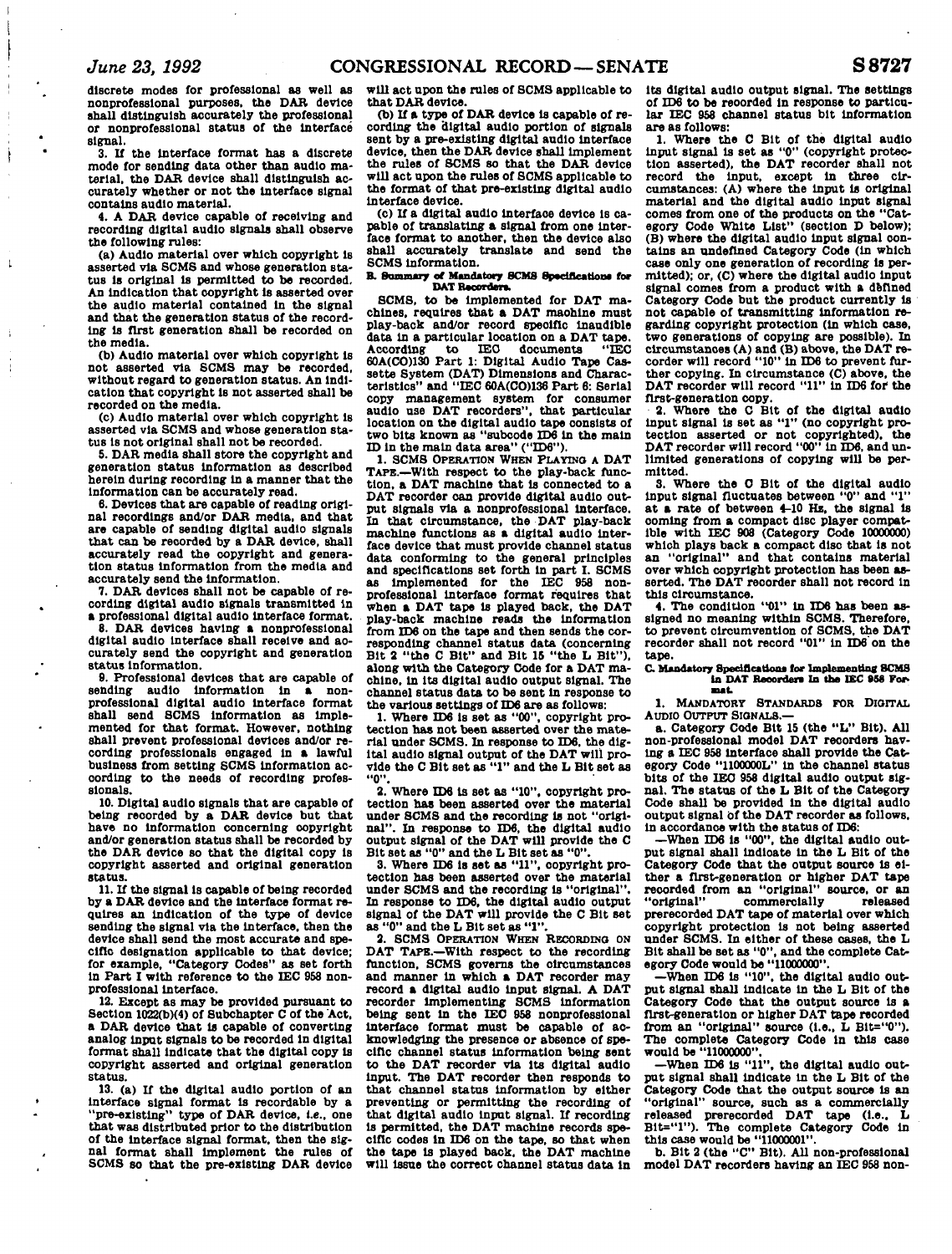discrete modes for professional as well as nonprofessional purposes, the DAR device shall distinguish accurately the professional or nonprofessional status of the interface signal.

3. If the interface format has a discrete mode for sending data other than audio material, the DAR device shall distinguish accurately whether or not the interface signal contains audio material.

4. A DAR device capable of receiving and recording digital audio signals shall observe the following rules:

(a) Audio material over which copyright is asserted via SCMS and whose generation status is original is permitted to be recorded. An indication that copyright is asserted over the audio material contained in the signal and that the generation status of the recording is first generation shall be recorded on the media.

(b) Audio material over which copyright is not asserted via SCMS may be recorded, without regard to generation status. An indication that copyright is not asserted shall be recorded on the media.

(c) Audio material over which copyright is asserted via SCMS and whose generation status is not original shall not be recorded.

5. DAR media shall store the copyright and generation status information as described herein during recording in a manner that the information can be accurately read.

6. Devices that are capable of reading original recordings and/or DAR media, and that are capable of sending digital audio signals that can be recorded by a DAR device, shall accurately read the copyright and generation status information from the media and accurately send the information.

7. DAR devices shall not be capable of recording digital audio signals transmitted in a professional digital audio interface format.

8. DAR devices having a nonprofessional digital audio interface shall receive and accurately send the copyright and generation status information.

9. Professional devices that are capable of sending audio information in a nonprofessional digital audio interface format shall send SCMS information as implemented for that format. However, nothing shall prevent professional devices and/or recording professionals engaged in a lawful business from setting SCMS information according to the needs of recording professionals.

10. Digital audio signals that are capable of being recorded by a DAR device but that have no information concerning copyright and/or generation status shall be recorded by the DAR device so that the digital copy is copyright asserted and original generation status.

11. If the signal is capable of being recorded by a DAR device and the interface format requires an indication of the type of device sending the signal via the interface, then the device shall send the most accurate and specific designation applicable to that device; for example, "Category Codes" as set forth in Part I with reference to the IEC 958 nonprofessional interface.

12. Except as may be provided pursuant to Section 1022(b)(4) of Subchapter C of the Act, a DAR device that is capable of converting analog input signals to be recorded in digital format shall indicate that the digital copy is copyright asserted and original generation status.

13. (a) If the digital audio portion of an interface signal format is recordable by a "pre-existing" type of DAR device, *i.e.*, one that was distributed prior to the distribution of the interface signal format, then the signal format shall implement the rules of SCMS so that the pre-existing DAR device will act upon the rules of SCMS applicable to that DAR device.

(b) If a type of DAR device is capable of recording the digital audio portion of signals sent by a pre-existing digital audio interface device, then the DAR device shall implement the rules of SCMS so that the DAR device will act upon the rules of SCMS applicable to the format of that pre-existing digital audio interface device.

(c) If a digital audio interface device is capable of translating a signal from one interface format to another, then the device also shall accurately translate and send the SCMS information.

**B. Summary of Mandatory SCMS Specifications for DAT Recorders.**

SCMS, to be implemented for DAT machines, requires that a DAT machine must play-back and/or record specific inaudible data in a particular location on a DAT tape. According to IEC documents "IEC 60A(CO)130 Part 1: Digital Audio Tape Cassette System (DAT) Dimensions and Characteristics" and "IEC 60A(CO)136 Part 6: Serial copy management system for consumer audio use DAT recorders", that particular location on the digital audio tape consists of two bits known as "subcode ID6 in the main ID in the main data area" ("ID6").

1. SCMS OPERATION WHEN PLAYING A DAT TAPE.—With respect to the play-back function, a DAT machine that is connected to a DAT recorder can provide digital audio output signals via a nonprofessional interface. In that circumstance, the DAT play-back machine functions as a digital audio interface device that must provide channel status data conforming to the general principles and specifications set forth in part I. SCMS as implemented for the IEC 958 nonprofessional interface format requires that when a DAT tape is played back, the DAT play-back machine reads the information from ID6 on the tape and then sends the corresponding channel status data (concerning Bit 2 "the C Bit" and Bit 15 "the L Bit"), along with the Category Code for a DAT machine, in its digital audio output signal. The channel status data to be sent in response to the various settings of ID6 are as follows:

1. Where ID6 is set as "00", copyright protection has not been asserted over the material under SCMS. In response to ID6, the digital audio signal output of the DAT will provide the C Bit set as "1" and the L Bit set as "0".

2. Where ID6 is set as "10", copyright protection has been asserted over the material under SCMS and the recording is not "original". In response to ID6, the digital audio output signal of the DAT will provide the C Bit set as "0" and the L Bit set as "0".

3. Where ID6 is set as "11", copyright protection has been asserted over the material under SCMS and the recording is "original". In response to ID6, the digital audio output signal of the DAT will provide the C Bit set as "0" and the L Bit set as "1".

2. SCMS OPERATION WHEN RECORDING ON DAT TAPE.—With respect to the recording function, SCMS governs the circumstances and manner in which a DAT recorder may record a digital audio input signal. A DAT recorder implementing SCMS information being sent in the IEC 958 nonprofessional interface format must be capable of acknowledging the presence or absence of specific channel status information being sent to the DAT recorder via its digital audio input. The DAT recorder then responds to that channel status information by either preventing or permitting the recording of that digital audio input signal. If recording is permitted, the DAT machine records specific codes in ID6 on the tape, so that when the tape is played back, the DAT machine will issue the correct channel status data in its digital audio output signal. The settings of ID6 to be recorded in response to particular IEC 958 channel status bit information are as follows:

1. Where the C Bit of the digital audio input signal is set as "0" (copyright protection asserted), the DAT recorder shall not record the input, except in three circumstances: (A) where the input is original material and the digital audio input signal comes from one of the products on the "Category Code White List" (section D below); (B) where the digital audio input signal contains an undefined Category Code (in which case only one generation of recording is permitted); or, (C) where the digital audio input signal comes from a product with a defined Category Code but the product currently is not capable of transmitting information regarding copyright protection (in which case, two generations of copying are possible). In circumstances (A) and (B) above, the DAT recorder will record "10" in ID6 to prevent further copying. In circumstance (C) above, the DAT recorder will record "11" in ID6 for the first-generation copy.

2. Where the C Bit of the digital audio input signal is set as "1" (no copyright protection asserted or not copyrighted), the DAT recorder will record "00" in ID6, and unlimited generations of copying will be permitted.

3. Where the C Bit of the digital audio input signal fluctuates between "0" and "1" at a rate of between 4–10 Hz, the signal is coming from a compact disc player compatible with IEC 908 (Category Code 10000000) which plays back a compact disc that is not an "original" and that contains material over which copyright protection has been asserted. The DAT recorder shall not record in this circumstance.

4. The condition "01" in ID6 has been assigned no meaning within SCMS. Therefore, to prevent circumvention of SCMS, the DAT recorder shall not record "01" in ID6 on the tape.

**C. Mandatory Specifications for Implementing SCMS in DAT Recorders in the IEC 958 Format.**

1. MANDATORY STANDARDS FOR DIGITAL AUDIO OUTPUT SIGNALS.—

a. Category Code Bit 15 (the "L" Bit). All non-professional model DAT recorders having a IEC 958 interface shall provide the Category Code "1100000L" in the channel status bits of the IEC 958 digital audio output signal. The status of the L Bit of the Category Code shall be provided in the digital audio output signal of the DAT recorder as follows, in accordance with the status of ID6:

—When ID6 is "00", the digital audio output signal shall indicate in the L Bit of the Category Code that the output source is either a first-generation or higher DAT tape recorded from an "original" source, or an "original" commercially released prerecorded DAT tape of material over which copyright protection is not being asserted under SCMS. In either of these cases, the L Bit shall be set as "0", and the complete Category Code would be "11000000".

—When ID6 is "10", the digital audio output signal shall indicate in the L Bit of the Category Code that the output source is a first-generation or higher DAT tape recorded from an "original" source (i.e., L Bit="0"). The complete Category Code in this case would be "11000000".

—When ID6 is "11", the digital audio output signal shall indicate in the L Bit of the Category Code that the output source is an "original" source, such as a commercially released prerecorded DAT tape (i.e., L Bit="1"). The complete Category Code in this case would be "11000001".

b. Bit 2 (the "C" Bit). All non-professional model DAT recorders having an IEC 958 non-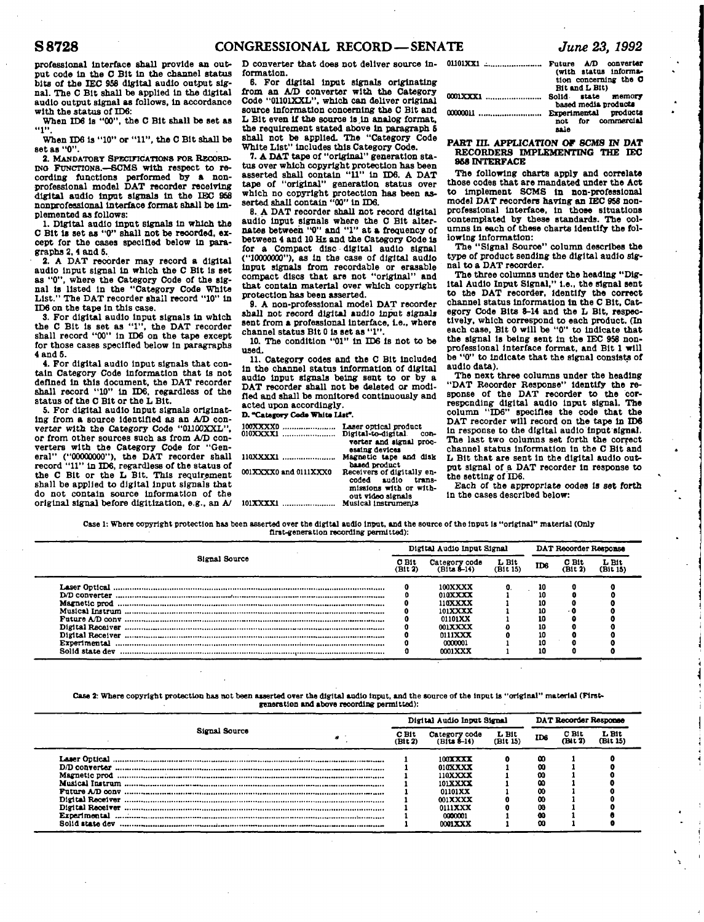professional interface shall provide an output code in the C Bit in the channel status bits of the IEC 958 digital audio output signal. The C Bit shall be applied in the digital audio output signal as follows, in accordance with the status of ID6:

When ID6 is "00", the C Bit shall be set as "1".

When ID6 is "10" or "11", the C Bit shall be set as "0".

2. MANDATORY SPECIFICATIONS FOR RECORDING FUNCTIONS.—SCMS with respect to recording functions performed by a nonprofessional model DAT recorder receiving digital audio input signals in the IEC 958 nonprofessional interface format shall be implemented as follows:

1. Digital audio input signals in which the C Bit is set as "0" shall not be recorded, except for the cases specified below in paragraphs 2, 4 and 5.

2. A DAT recorder may record a digital audio input signal in which the C Bit is set as "0", where the Category Code of the signal is listed in the "Category Code White List." The DAT recorder shall record "10" in ID6 on the tape in this case.

3. For digital audio input signals in which the C Bit is set as "1", the DAT recorder shall record "00" in ID6 on the tape except for those cases specified below in paragraphs 4 and 5.

4. For digital audio input signals that contain Category Code information that is not defined in this document, the DAT recorder shall record "10" in ID6, regardless of the status of the C Bit or the L Bit.

5. For digital audio input signals originating from a source identified as an A/D converter with the Category Code "01100XXL", or from other sources such as from A/D converters with the Category Code for "General" ("00000000"), the DAT recorder shall record "11" in ID6, regardless of the status of the C Bit or the L Bit. This requirement shall be applied to digital input signals that do not contain source information of the original signal before digitization, e.g., an A/D converter that does not deliver source information.

6. For digital input signals originating from an A/D converter with the Category Code "01101XXL", which can deliver original source information concerning the C Bit and L Bit even if the source is in analog format, the requirement stated above in paragraph 5 shall not be applied. The "Category Code White List" includes this Category Code.

7. A DAT tape of "original" generation status over which copyright protection has been asserted shall contain "11" in ID6. A DAT tape of "original" generation status over which no copyright protection has been asserted shall contain "00" in ID6.

8. A DAT recorder shall not record digital audio input signals where the C Bit alternates between "0" and "1" at a frequency of between 4 and 10 Hz and the Category Code is for a Compact disc digital audio signal ("10000000"), as in the case of digital audio input signals from recordable or erasable compact discs that are not "original" and that contain material over which copyright protection has been asserted.

9. A non-professional model DAT recorder shall not record digital audio input signals sent from a professional interface, i.e., where channel status Bit 0 is set as "1".

10. The condition "01" in ID6 is not to be used.

11. Category codes and the C Bit included in the channel status information of digital audio input signals being sent to or by a DAT recorder shall not be deleted or modified and shall be monitored continuously and acted upon accordingly.

**D. "Category Code White List".**

| | |
|---|---|
| 100XXXX0 | Laser optical product |
| 010XXXX1 | Digital-to-digital converter and signal processing devices |
| 110XXXX1 | Magnetic tape and disk based product |
| 001XXXX0 and 0111XXX0 | Receivers of digitally encoded audio transmissions with or without video signals |
| 101XXXX1 | Musical instruments |
| 01101XX1 | Future A/D converter (with status information concerning the C Bit and L Bit) |
| 0001XXX1 | Solid state memory based media products |
| 00000011 | Experimental products not for commercial sale |

## PART III. APPLICATION OF SCMS IN DAT RECORDERS IMPLEMENTING THE IEC 958 INTERFACE

The following charts apply and correlate those codes that are mandated under the Act to implement SCMS in non-professional model DAT recorders having an IEC 958 nonprofessional interface, in those situations contemplated by these standards. The columns in each of these charts identify the following information:

The "Signal Source" column describes the type of product sending the digital audio signal to a DAT recorder.

The three columns under the heading "Digital Audio Input Signal," i.e., the signal sent to the DAT recorder, identify the correct channel status information in the C Bit, Category Code Bits 8-14 and the L Bit, respectively, which correspond to each product. (In each case, Bit 0 will be "0" to indicate that the signal is being sent in the IEC 958 nonprofessional interface format, and Bit 1 will be "0" to indicate that the signal consists of audio data).

The next three columns under the heading "DAT Recorder Response" identify the response of the DAT recorder to the corresponding digital audio input signal. The column "ID6" specifies the code that the DAT recorder will record on the tape in ID6 in response to the digital audio input signal. The last two columns set forth the correct channel status information in the C Bit and L Bit that are sent in the digital audio output signal of a DAT recorder in response to the setting of ID6.

Each of the appropriate codes is set forth in the cases described below:

Case 1: Where copyright protection has been asserted over the digital audio input, and the source of the input is "original" material (Only first-generation recording permitted):

| Signal Source | Digital Audio Input Signal | | | DAT Recorder Response | | |
|---|---|---|---|---|---|---|
| | C Bit (Bit 2) | Category code (Bits 8-14) | L Bit (Bit 15) | ID6 | C Bit (Bit 2) | L Bit (Bit 15) |
| Laser Optical | 0 | 100XXXX | 0 | 10 | 0 | 0 |
| D/D converter | 0 | 010XXXX | 1 | 10 | 0 | 0 |
| Magnetic prod | 0 | 110XXXX | 1 | 10 | 0 | 0 |
| Musical Instrum | 0 | 101XXXX | 1 | 10 | 0 | 0 |
| Future A/D conv | 0 | 01101XX | 1 | 10 | 0 | 0 |
| Digital Receiver | 0 | 001XXXX | 0 | 10 | 0 | 0 |
| Digital Receiver | 0 | 0111XXX | 0 | 10 | 0 | 0 |
| Experimental | 0 | 0000001 | 1 | 10 | 0 | 0 |
| Solid state dev | 0 | 0001XXX | 1 | 10 | 0 | 0 |

Case 2: Where copyright protection has not been asserted over the digital audio input, and the source of the input is "original" material (First-generation and above recording permitted):

| Signal Source | Digital Audio Input Signal | | | DAT Recorder Response | | |
|---|---|---|---|---|---|---|
| | C Bit (Bit 2) | Category code (Bits 8-14) | L Bit (Bit 15) | ID6 | C Bit (Bit 2) | L Bit (Bit 15) |
| Laser Optical | 1 | 100XXXX | 0 | 00 | 1 | 0 |
| D/D converter | 1 | 010XXXX | 1 | 00 | 1 | 0 |
| Magnetic prod | 1 | 110XXXX | 1 | 00 | 1 | 0 |
| Musical Instrum | 1 | 101XXXX | 1 | 00 | 1 | 0 |
| Future A/D conv | 1 | 01101XX | 1 | 00 | 1 | 0 |
| Digital Receiver | 1 | 001XXXX | 0 | 00 | 1 | 0 |
| Digital Receiver | 1 | 0111XXX | 0 | 00 | 1 | 0 |
| Experimental | 1 | 0000001 | 1 | 00 | 1 | 0 |
| Solid state dev | 1 | 0001XXX | 1 | 00 | 1 | 0 |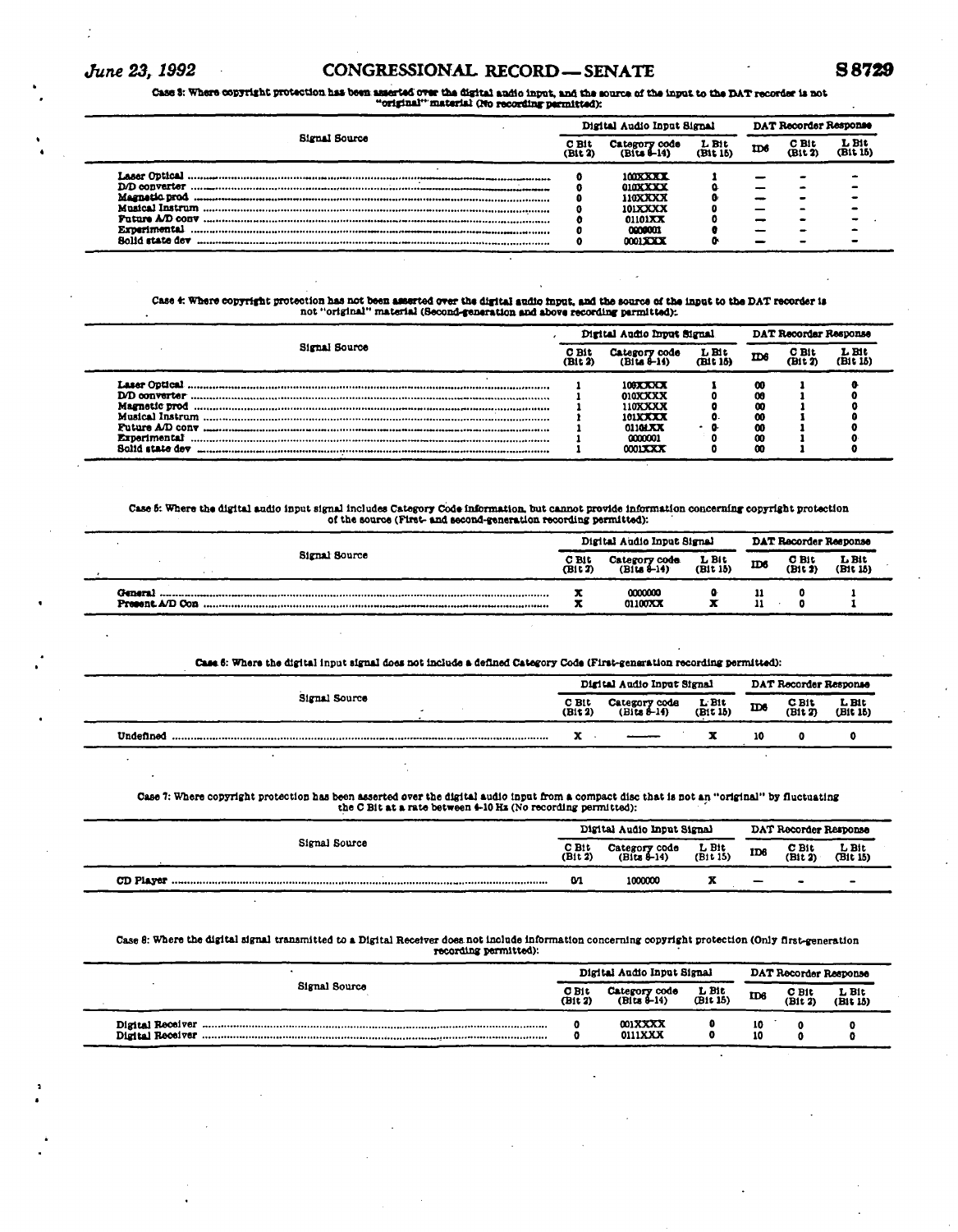Case 3: Where copyright protection has been asserted over the digital audio input, and the source of the input to the DAT recorder is not "original" material (No recording permitted):

| Signal Source | Digital Audio Input Signal | | | DAT Recorder Response | | |
|---|---|---|---|---|---|---|
| | C Bit (Bit 2) | Category code (Bits 8-14) | L Bit (Bit 15) | ID6 | C Bit (Bit 2) | L Bit (Bit 15) |
| Laser Optical | 0 | 100XXXX | 1 | — | - | - |
| D/D converter | 0 | 010XXXX | 0 | — | - | - |
| Magnetic prod | 0 | 110XXXX | 0 | — | - | - |
| Musical Instrum | 0 | 101XXXX | 0 | — | - | - |
| Future A/D conv | 0 | 01101XX | 0 | — | - | - |
| Experimental | 0 | 0000001 | 0 | — | - | - |
| Solid state dev | 0 | 0001XXX | 0 | — | - | - |

Case 4: Where copyright protection has not been asserted over the digital audio input, and the source of the input to the DAT recorder is not "original" material (Second-generation and above recording permitted):

| Signal Source | Digital Audio Input Signal | | | DAT Recorder Response | | |
|---|---|---|---|---|---|---|
| | C Bit (Bit 2) | Category code (Bits 8-14) | L Bit (Bit 15) | ID6 | C Bit (Bit 2) | L Bit (Bit 15) |
| Laser Optical | 1 | 100XXXX | 1 | 00 | 1 | 0 |
| D/D converter | 1 | 010XXXX | 0 | 00 | 1 | 0 |
| Magnetic prod | 1 | 110XXXX | 0 | 00 | 1 | 0 |
| Musical Instrum | 1 | 101XXXX | 0 | 00 | 1 | 0 |
| Future A/D conv | 1 | 01101XX | 0 | 00 | 1 | 0 |
| Experimental | 1 | 0000001 | 0 | 00 | 1 | 0 |
| Solid state dev | 1 | 0001XXX | 0 | 00 | 1 | 0 |

Case 5: Where the digital audio input signal includes Category Code information, but cannot provide information concerning copyright protection of the source (First- and second-generation recording permitted):

| Signal Source | Digital Audio Input Signal | | | DAT Recorder Response | | |
|---|---|---|---|---|---|---|
| | C Bit (Bit 2) | Category code (Bits 8-14) | L Bit (Bit 15) | ID6 | C Bit (Bit 2) | L Bit (Bit 15) |
| General | X | 0000000 | 0 | 11 | 0 | 1 |
| Present A/D Con | X | 01100XX | X | 11 | 0 | 1 |

Case 6: Where the digital input signal does not include a defined Category Code (First-generation recording permitted):

| Signal Source | Digital Audio Input Signal | | | DAT Recorder Response | | |
|---|---|---|---|---|---|---|
| | C Bit (Bit 2) | Category code (Bits 8-14) | L Bit (Bit 15) | ID6 | C Bit (Bit 2) | L Bit (Bit 15) |
| Undefined | X | ——— | X | 10 | 0 | 0 |

Case 7: Where copyright protection has been asserted over the digital audio input from a compact disc that is not an "original" by fluctuating the C Bit at a rate between 4-10 Hz (No recording permitted):

| Signal Source | Digital Audio Input Signal | | | DAT Recorder Response | | |
|---|---|---|---|---|---|---|
| | C Bit (Bit 2) | Category code (Bits 8-14) | L Bit (Bit 15) | ID6 | C Bit (Bit 2) | L Bit (Bit 15) |
| CD Player | 0/1 | 1000000 | X | — | - | - |

Case 8: Where the digital signal transmitted to a Digital Receiver does not include information concerning copyright protection (Only first-generation recording permitted):

| Signal Source | Digital Audio Input Signal | | | DAT Recorder Response | | |
|---|---|---|---|---|---|---|
| | C Bit (Bit 2) | Category code (Bits 8-14) | L Bit (Bit 15) | ID6 | C Bit (Bit 2) | L Bit (Bit 15) |
| Digital Receiver | 0 | 001XXXX | 0 | 10 | 0 | 0 |
| Digital Receiver | 0 | 0111XXX | 0 | 10 | 0 | 0 |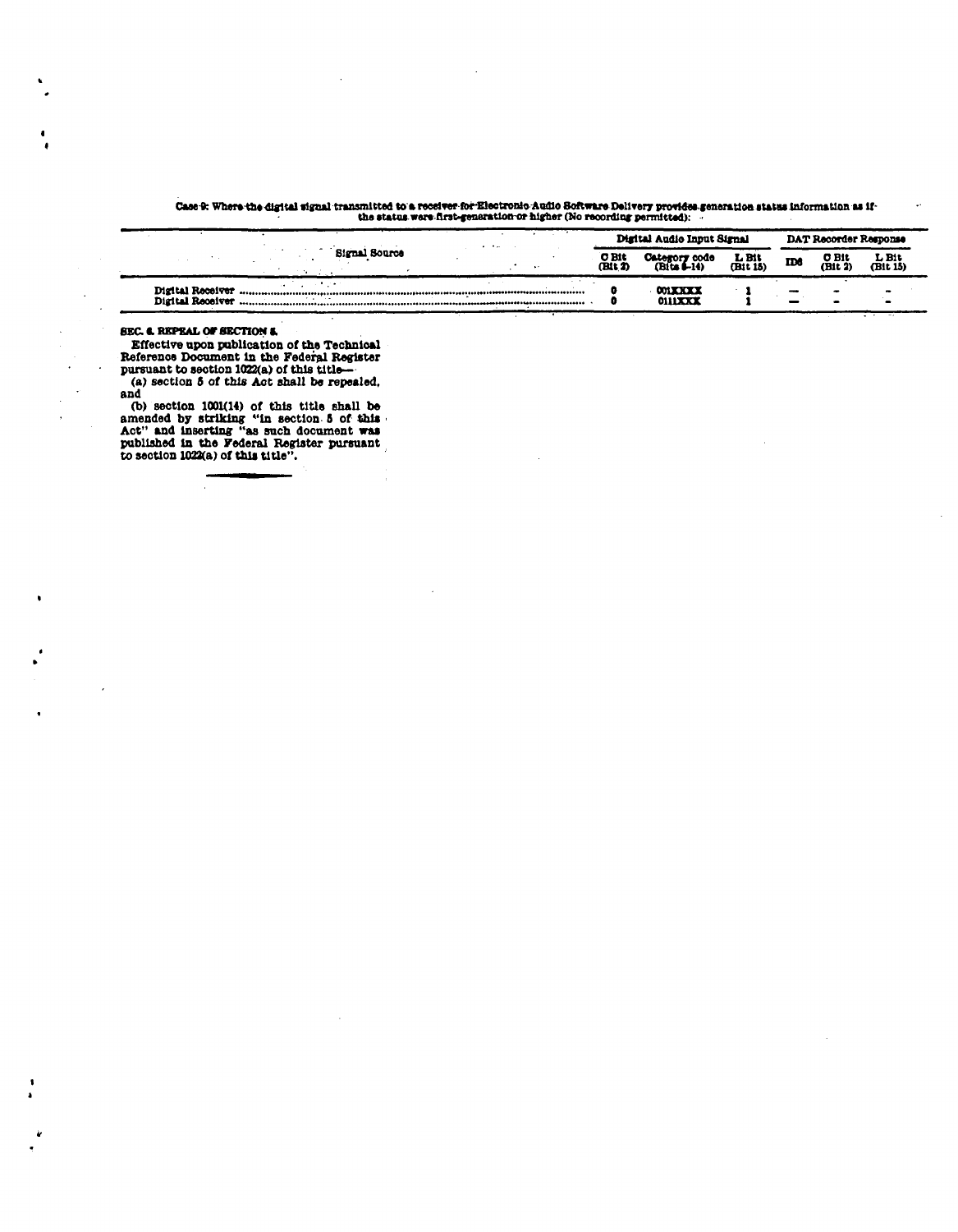Case 9: Where the digital signal transmitted to a receiver for Electronic Audio Software Delivery provides generation status information as if the status were first-generation or higher (No recording permitted):

| Signal Source | Digital Audio Input Signal | | | DAT Recorder Response | | |
|---|---|---|---|---|---|---|
| | C Bit (Bit 2) | Category code (Bits 8-14) | L Bit (Bit 15) | ID6 | C Bit (Bit 2) | L Bit (Bit 15) |
| Digital Receiver | 0 | 001XXXX | 1 | — | - | - |
| Digital Receiver | 0 | 0111XXX | 1 | — | - | - |

**SEC. 6. REPEAL OF SECTION 5.**

Effective upon publication of the Technical Reference Document in the Federal Register pursuant to section 1022(a) of this title—

(a) section 5 of this Act shall be repealed, and

(b) section 1001(14) of this title shall be amended by striking "in section 5 of this Act" and inserting "as such document was published in the Federal Register pursuant to section 1022(a) of this title".